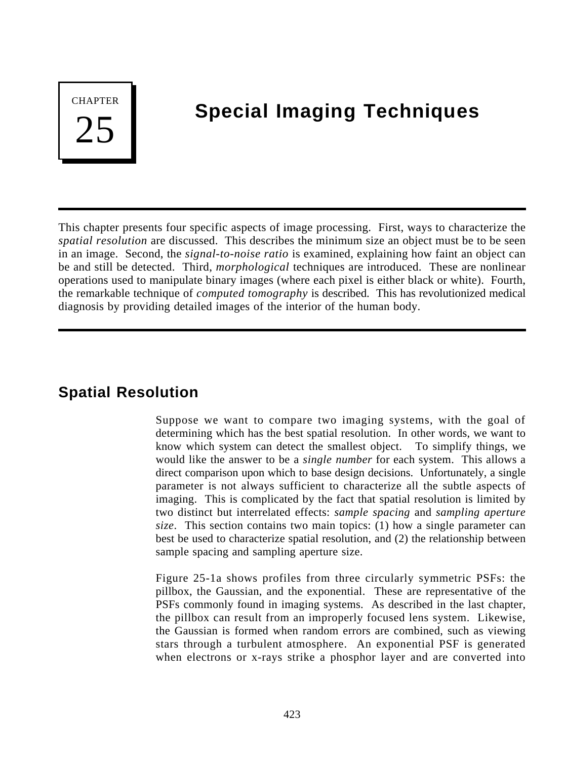# CHAPTER 25

# Special Imaging Techniques

This chapter presents four specific aspects of image processing. First, ways to characterize the *spatial resolution* are discussed. This describes the minimum size an object must be to be seen in an image. Second, the *signal-to-noise ratio* is examined, explaining how faint an object can be and still be detected. Third, *morphological* techniques are introduced. These are nonlinear operations used to manipulate binary images (where each pixel is either black or white). Fourth, the remarkable technique of *computed tomography* is described. This has revolutionized medical diagnosis by providing detailed images of the interior of the human body.

## Spatial Resolution

Suppose we want to compare two imaging systems, with the goal of determining which has the best spatial resolution. In other words, we want to know which system can detect the smallest object. To simplify things, we would like the answer to be a *single number* for each system. This allows a direct comparison upon which to base design decisions. Unfortunately, a single parameter is not always sufficient to characterize all the subtle aspects of imaging. This is complicated by the fact that spatial resolution is limited by two distinct but interrelated effects: *sample spacing* and *sampling aperture size*. This section contains two main topics: (1) how a single parameter can best be used to characterize spatial resolution, and (2) the relationship between sample spacing and sampling aperture size.

Figure 25-1a shows profiles from three circularly symmetric PSFs: the pillbox, the Gaussian, and the exponential. These are representative of the PSFs commonly found in imaging systems. As described in the last chapter, the pillbox can result from an improperly focused lens system. Likewise, the Gaussian is formed when random errors are combined, such as viewing stars through a turbulent atmosphere. An exponential PSF is generated when electrons or x-rays strike a phosphor layer and are converted into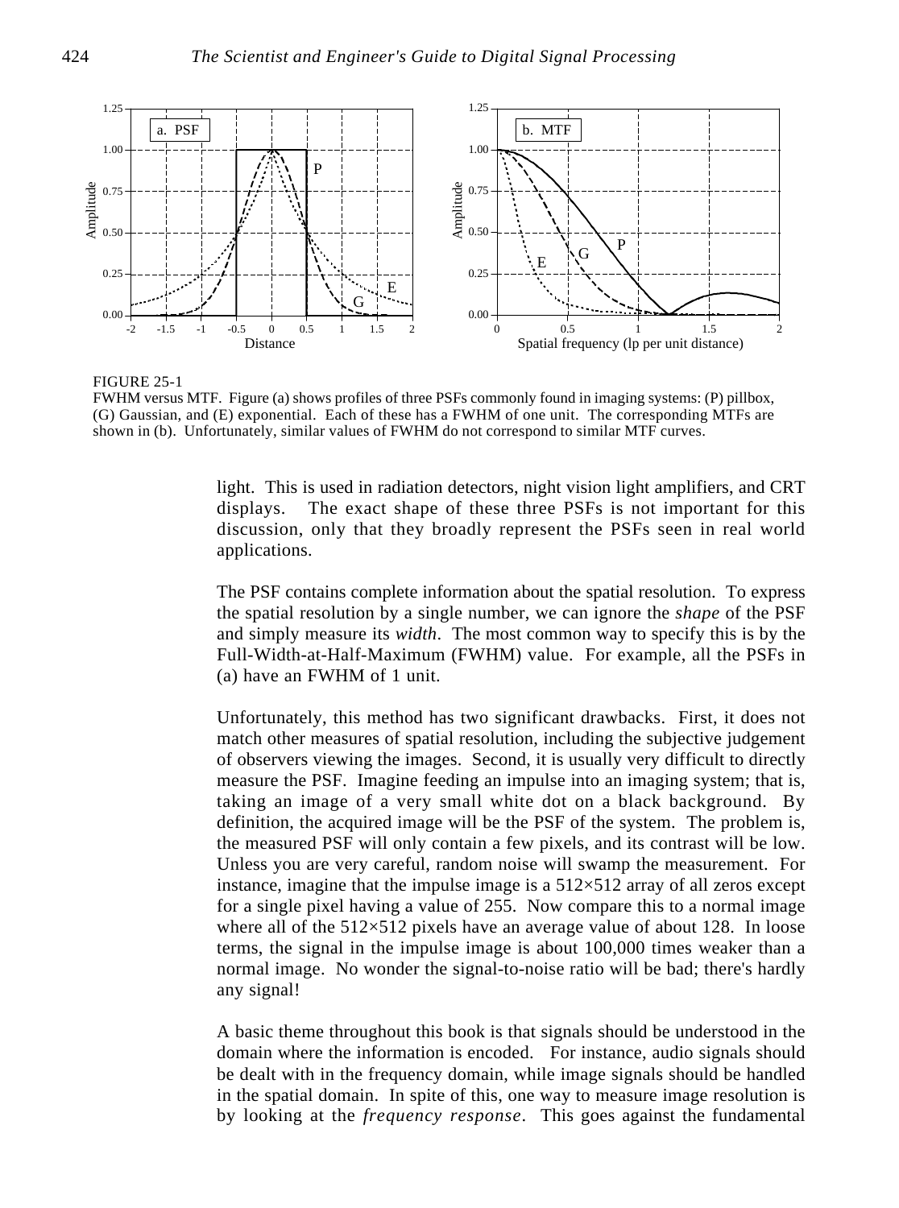a. PSF

1.25
1.00
0.75
0.50
0.25
0.00

Amplitude

-2 -1.5 -1 -0.5 0 0.5 1 1.5 2

Distance

P
G
E

b. MTF

1.25
1.00
0.75
0.50
0.25
0.00

Amplitude

0 0.5 1 1.5 2

Spatial frequency (lp per unit distance)

P
G
E

FIGURE 25-1
FWHM versus MTF. Figure (a) shows profiles of three PSFs commonly found in imaging systems: (P) pillbox, (G) Gaussian, and (E) exponential. Each of these has a FWHM of one unit. The corresponding MTFs are shown in (b). Unfortunately, similar values of FWHM do not correspond to similar MTF curves.

light. This is used in radiation detectors, night vision light amplifiers, and CRT displays. The exact shape of these three PSFs is not important for this discussion, only that they broadly represent the PSFs seen in real world applications.

The PSF contains complete information about the spatial resolution. To express the spatial resolution by a single number, we can ignore the *shape* of the PSF and simply measure its *width*. The most common way to specify this is by the Full-Width-at-Half-Maximum (FWHM) value. For example, all the PSFs in (a) have an FWHM of 1 unit.

Unfortunately, this method has two significant drawbacks. First, it does not match other measures of spatial resolution, including the subjective judgement of observers viewing the images. Second, it is usually very difficult to directly measure the PSF. Imagine feeding an impulse into an imaging system; that is, taking an image of a very small white dot on a black background. By definition, the acquired image will be the PSF of the system. The problem is, the measured PSF will only contain a few pixels, and its contrast will be low. Unless you are very careful, random noise will swamp the measurement. For instance, imagine that the impulse image is a 512×512 array of all zeros except for a single pixel having a value of 255. Now compare this to a normal image where all of the 512×512 pixels have an average value of about 128. In loose terms, the signal in the impulse image is about 100,000 times weaker than a normal image. No wonder the signal-to-noise ratio will be bad; there's hardly any signal!

A basic theme throughout this book is that signals should be understood in the domain where the information is encoded. For instance, audio signals should be dealt with in the frequency domain, while image signals should be handled in the spatial domain. In spite of this, one way to measure image resolution is by looking at the *frequency response*. This goes against the fundamental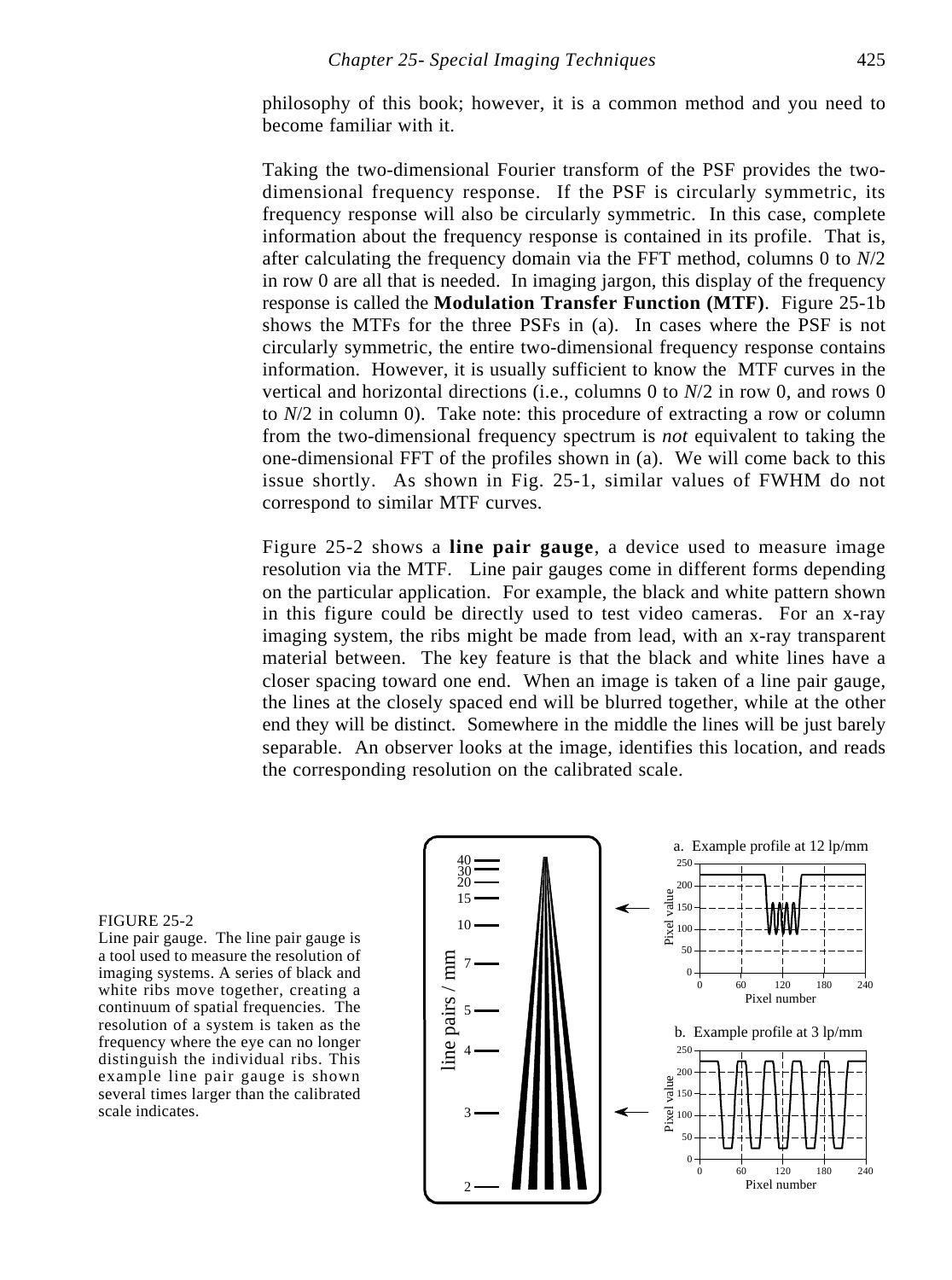philosophy of this book; however, it is a common method and you need to become familiar with it.

Taking the two-dimensional Fourier transform of the PSF provides the two-dimensional frequency response. If the PSF is circularly symmetric, its frequency response will also be circularly symmetric. In this case, complete information about the frequency response is contained in its profile. That is, after calculating the frequency domain via the FFT method, columns 0 to $N/2$ in row 0 are all that is needed. In imaging jargon, this display of the frequency response is called the **Modulation Transfer Function (MTF)**. Figure 25-1b shows the MTFs for the three PSFs in (a). In cases where the PSF is not circularly symmetric, the entire two-dimensional frequency response contains information. However, it is usually sufficient to know the MTF curves in the vertical and horizontal directions (i.e., columns 0 to $N/2$ in row 0, and rows 0 to $N/2$ in column 0). Take note: this procedure of extracting a row or column from the two-dimensional frequency spectrum is *not* equivalent to taking the one-dimensional FFT of the profiles shown in (a). We will come back to this issue shortly. As shown in Fig. 25-1, similar values of FWHM do not correspond to similar MTF curves.

Figure 25-2 shows a **line pair gauge**, a device used to measure image resolution via the MTF. Line pair gauges come in different forms depending on the particular application. For example, the black and white pattern shown in this figure could be directly used to test video cameras. For an x-ray imaging system, the ribs might be made from lead, with an x-ray transparent material between. The key feature is that the black and white lines have a closer spacing toward one end. When an image is taken of a line pair gauge, the lines at the closely spaced end will be blurred together, while at the other end they will be distinct. Somewhere in the middle the lines will be just barely separable. An observer looks at the image, identifies this location, and reads the corresponding resolution on the calibrated scale.

FIGURE 25-2
Line pair gauge. The line pair gauge is a tool used to measure the resolution of imaging systems. A series of black and white ribs move together, creating a continuum of spatial frequencies. The resolution of a system is taken as the frequency where the eye can no longer distinguish the individual ribs. This example line pair gauge is shown several times larger than the calibrated scale indicates.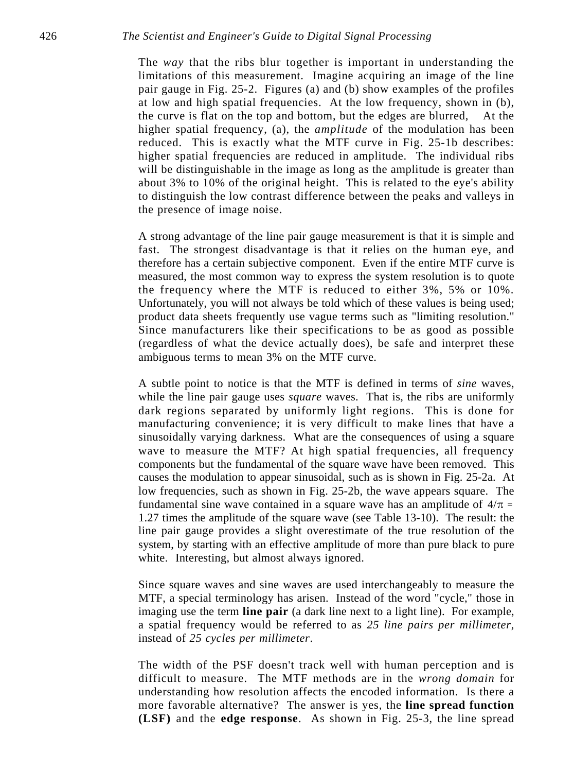The *way* that the ribs blur together is important in understanding the limitations of this measurement. Imagine acquiring an image of the line pair gauge in Fig. 25-2. Figures (a) and (b) show examples of the profiles at low and high spatial frequencies. At the low frequency, shown in (b), the curve is flat on the top and bottom, but the edges are blurred, At the higher spatial frequency, (a), the *amplitude* of the modulation has been reduced. This is exactly what the MTF curve in Fig. 25-1b describes: higher spatial frequencies are reduced in amplitude. The individual ribs will be distinguishable in the image as long as the amplitude is greater than about 3% to 10% of the original height. This is related to the eye's ability to distinguish the low contrast difference between the peaks and valleys in the presence of image noise.

A strong advantage of the line pair gauge measurement is that it is simple and fast. The strongest disadvantage is that it relies on the human eye, and therefore has a certain subjective component. Even if the entire MTF curve is measured, the most common way to express the system resolution is to quote the frequency where the MTF is reduced to either 3%, 5% or 10%. Unfortunately, you will not always be told which of these values is being used; product data sheets frequently use vague terms such as "limiting resolution." Since manufacturers like their specifications to be as good as possible (regardless of what the device actually does), be safe and interpret these ambiguous terms to mean 3% on the MTF curve.

A subtle point to notice is that the MTF is defined in terms of *sine* waves, while the line pair gauge uses *square* waves. That is, the ribs are uniformly dark regions separated by uniformly light regions. This is done for manufacturing convenience; it is very difficult to make lines that have a sinusoidally varying darkness. What are the consequences of using a square wave to measure the MTF? At high spatial frequencies, all frequency components but the fundamental of the square wave have been removed. This causes the modulation to appear sinusoidal, such as is shown in Fig. 25-2a. At low frequencies, such as shown in Fig. 25-2b, the wave appears square. The fundamental sine wave contained in a square wave has an amplitude of $4/\pi$ = 1.27 times the amplitude of the square wave (see Table 13-10). The result: the line pair gauge provides a slight overestimate of the true resolution of the system, by starting with an effective amplitude of more than pure black to pure white. Interesting, but almost always ignored.

Since square waves and sine waves are used interchangeably to measure the MTF, a special terminology has arisen. Instead of the word "cycle," those in imaging use the term **line pair** (a dark line next to a light line). For example, a spatial frequency would be referred to as *25 line pairs per millimeter*, instead of *25 cycles per millimeter*.

The width of the PSF doesn't track well with human perception and is difficult to measure. The MTF methods are in the *wrong domain* for understanding how resolution affects the encoded information. Is there a more favorable alternative? The answer is yes, the **line spread function (LSF)** and the **edge response**. As shown in Fig. 25-3, the line spread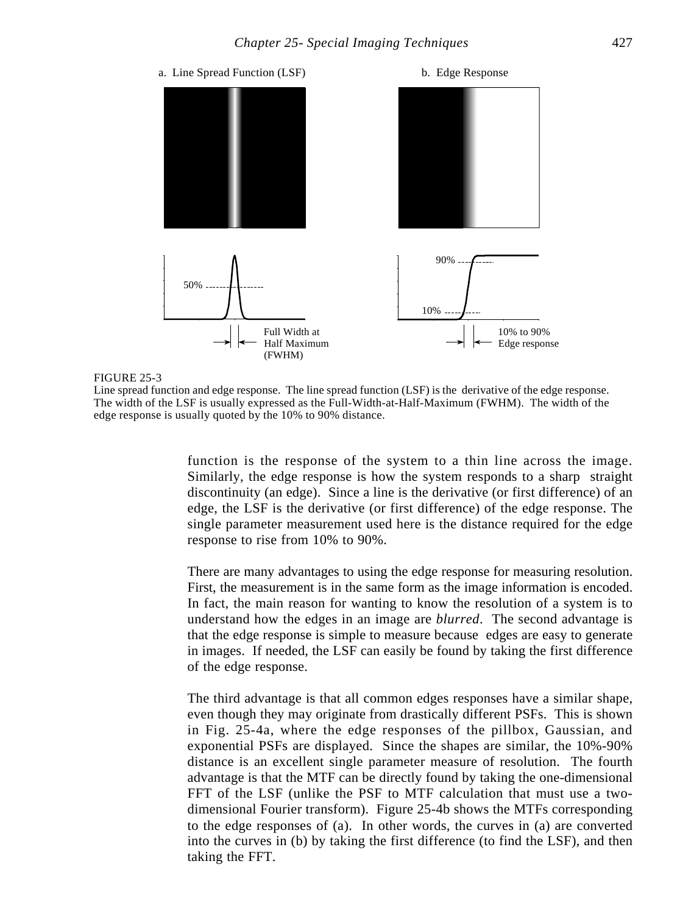a. Line Spread Function (LSF)

b. Edge Response

50%

Full Width at Half Maximum (FWHM)

90%

10%

10% to 90% Edge response

FIGURE 25-3
Line spread function and edge response. The line spread function (LSF) is the derivative of the edge response. The width of the LSF is usually expressed as the Full-Width-at-Half-Maximum (FWHM). The width of the edge response is usually quoted by the 10% to 90% distance.

function is the response of the system to a thin line across the image. Similarly, the edge response is how the system responds to a sharp straight discontinuity (an edge). Since a line is the derivative (or first difference) of an edge, the LSF is the derivative (or first difference) of the edge response. The single parameter measurement used here is the distance required for the edge response to rise from 10% to 90%.

There are many advantages to using the edge response for measuring resolution. First, the measurement is in the same form as the image information is encoded. In fact, the main reason for wanting to know the resolution of a system is to understand how the edges in an image are *blurred*. The second advantage is that the edge response is simple to measure because edges are easy to generate in images. If needed, the LSF can easily be found by taking the first difference of the edge response.

The third advantage is that all common edges responses have a similar shape, even though they may originate from drastically different PSFs. This is shown in Fig. 25-4a, where the edge responses of the pillbox, Gaussian, and exponential PSFs are displayed. Since the shapes are similar, the 10%-90% distance is an excellent single parameter measure of resolution. The fourth advantage is that the MTF can be directly found by taking the one-dimensional FFT of the LSF (unlike the PSF to MTF calculation that must use a two-dimensional Fourier transform). Figure 25-4b shows the MTFs corresponding to the edge responses of (a). In other words, the curves in (a) are converted into the curves in (b) by taking the first difference (to find the LSF), and then taking the FFT.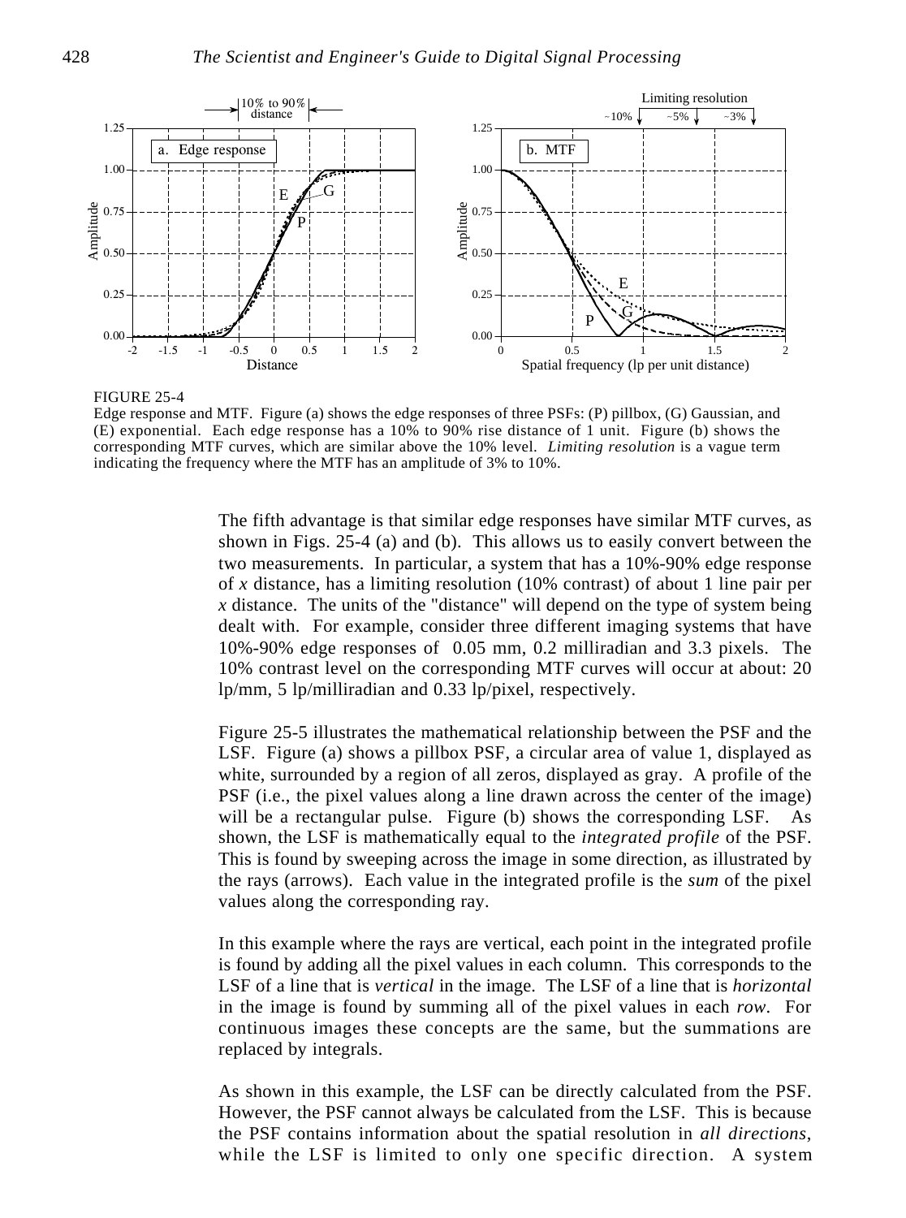10% to 90% distance

a. Edge response

1.25
1.00
0.75
0.50
0.25
0.00

Amplitude

-2 -1.5 -1 -0.5 0 0.5 1 1.5 2

Distance

E G P

Limiting resolution

~10% ~5% ~3%

b. MTF

1.25
1.00
0.75
0.50
0.25
0.00

Amplitude

0 0.5 1 1.5 2

Spatial frequency (lp per unit distance)

E G P

FIGURE 25-4
Edge response and MTF. Figure (a) shows the edge responses of three PSFs: (P) pillbox, (G) Gaussian, and (E) exponential. Each edge response has a 10% to 90% rise distance of 1 unit. Figure (b) shows the corresponding MTF curves, which are similar above the 10% level. *Limiting resolution* is a vague term indicating the frequency where the MTF has an amplitude of 3% to 10%.

The fifth advantage is that similar edge responses have similar MTF curves, as shown in Figs. 25-4 (a) and (b). This allows us to easily convert between the two measurements. In particular, a system that has a 10%-90% edge response of *x* distance, has a limiting resolution (10% contrast) of about 1 line pair per *x* distance. The units of the "distance" will depend on the type of system being dealt with. For example, consider three different imaging systems that have 10%-90% edge responses of 0.05 mm, 0.2 milliradian and 3.3 pixels. The 10% contrast level on the corresponding MTF curves will occur at about: 20 lp/mm, 5 lp/milliradian and 0.33 lp/pixel, respectively.

Figure 25-5 illustrates the mathematical relationship between the PSF and the LSF. Figure (a) shows a pillbox PSF, a circular area of value 1, displayed as white, surrounded by a region of all zeros, displayed as gray. A profile of the PSF (i.e., the pixel values along a line drawn across the center of the image) will be a rectangular pulse. Figure (b) shows the corresponding LSF. As shown, the LSF is mathematically equal to the *integrated profile* of the PSF. This is found by sweeping across the image in some direction, as illustrated by the rays (arrows). Each value in the integrated profile is the *sum* of the pixel values along the corresponding ray.

In this example where the rays are vertical, each point in the integrated profile is found by adding all the pixel values in each column. This corresponds to the LSF of a line that is *vertical* in the image. The LSF of a line that is *horizontal* in the image is found by summing all of the pixel values in each *row*. For continuous images these concepts are the same, but the summations are replaced by integrals.

As shown in this example, the LSF can be directly calculated from the PSF. However, the PSF cannot always be calculated from the LSF. This is because the PSF contains information about the spatial resolution in *all directions*, while the LSF is limited to only one specific direction. A system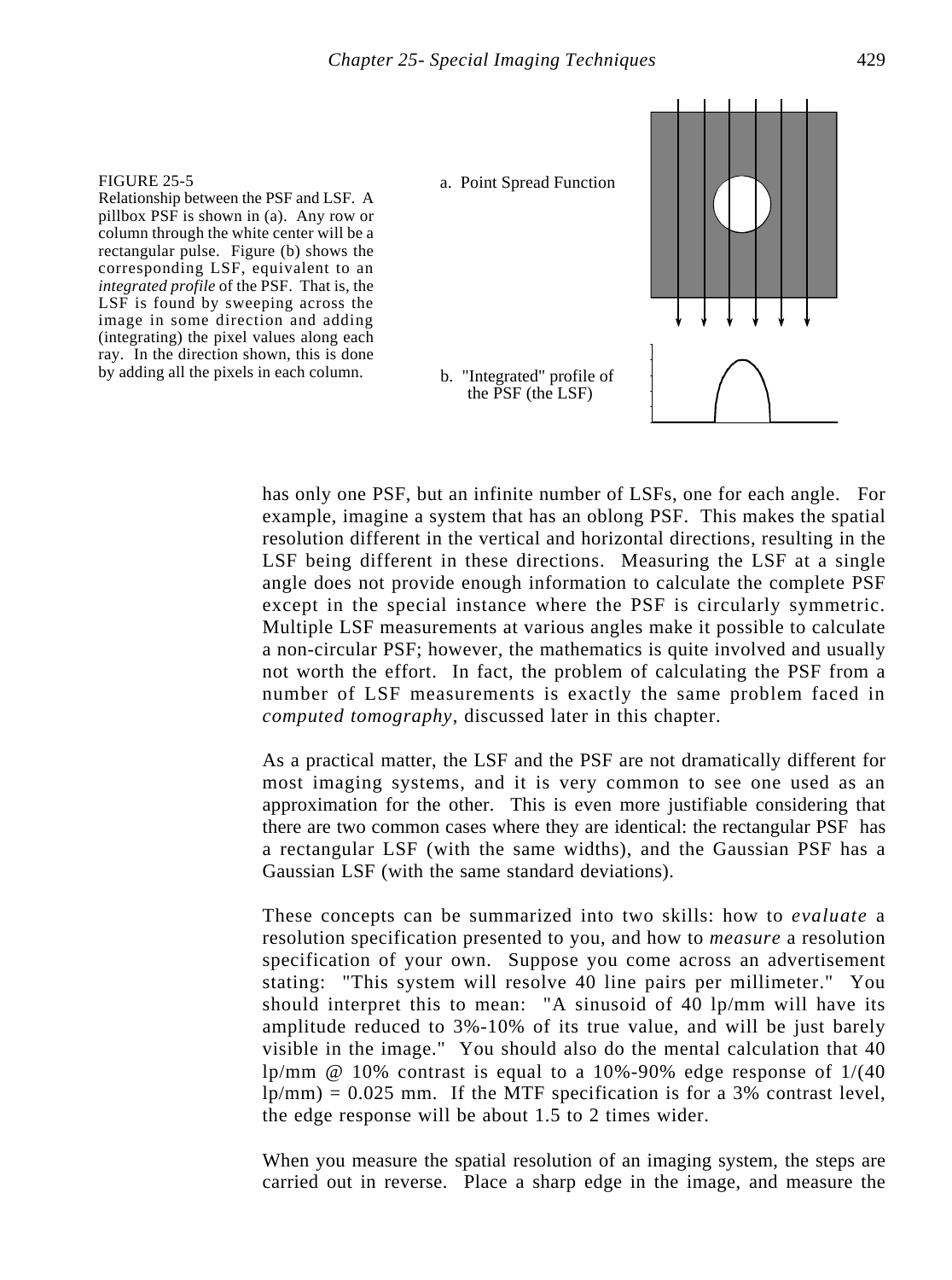FIGURE 25-5
Relationship between the PSF and LSF. A pillbox PSF is shown in (a). Any row or column through the white center will be a rectangular pulse. Figure (b) shows the corresponding LSF, equivalent to an *integrated profile* of the PSF. That is, the LSF is found by sweeping across the image in some direction and adding (integrating) the pixel values along each ray. In the direction shown, this is done by adding all the pixels in each column.

a. Point Spread Function

b. "Integrated" profile of the PSF (the LSF)

has only one PSF, but an infinite number of LSFs, one for each angle. For example, imagine a system that has an oblong PSF. This makes the spatial resolution different in the vertical and horizontal directions, resulting in the LSF being different in these directions. Measuring the LSF at a single angle does not provide enough information to calculate the complete PSF except in the special instance where the PSF is circularly symmetric. Multiple LSF measurements at various angles make it possible to calculate a non-circular PSF; however, the mathematics is quite involved and usually not worth the effort. In fact, the problem of calculating the PSF from a number of LSF measurements is exactly the same problem faced in *computed tomography*, discussed later in this chapter.

As a practical matter, the LSF and the PSF are not dramatically different for most imaging systems, and it is very common to see one used as an approximation for the other. This is even more justifiable considering that there are two common cases where they are identical: the rectangular PSF has a rectangular LSF (with the same widths), and the Gaussian PSF has a Gaussian LSF (with the same standard deviations).

These concepts can be summarized into two skills: how to *evaluate* a resolution specification presented to you, and how to *measure* a resolution specification of your own. Suppose you come across an advertisement stating: "This system will resolve 40 line pairs per millimeter." You should interpret this to mean: "A sinusoid of 40 lp/mm will have its amplitude reduced to 3%-10% of its true value, and will be just barely visible in the image." You should also do the mental calculation that 40 lp/mm @ 10% contrast is equal to a 10%-90% edge response of 1/(40 lp/mm) = 0.025 mm. If the MTF specification is for a 3% contrast level, the edge response will be about 1.5 to 2 times wider.

When you measure the spatial resolution of an imaging system, the steps are carried out in reverse. Place a sharp edge in the image, and measure the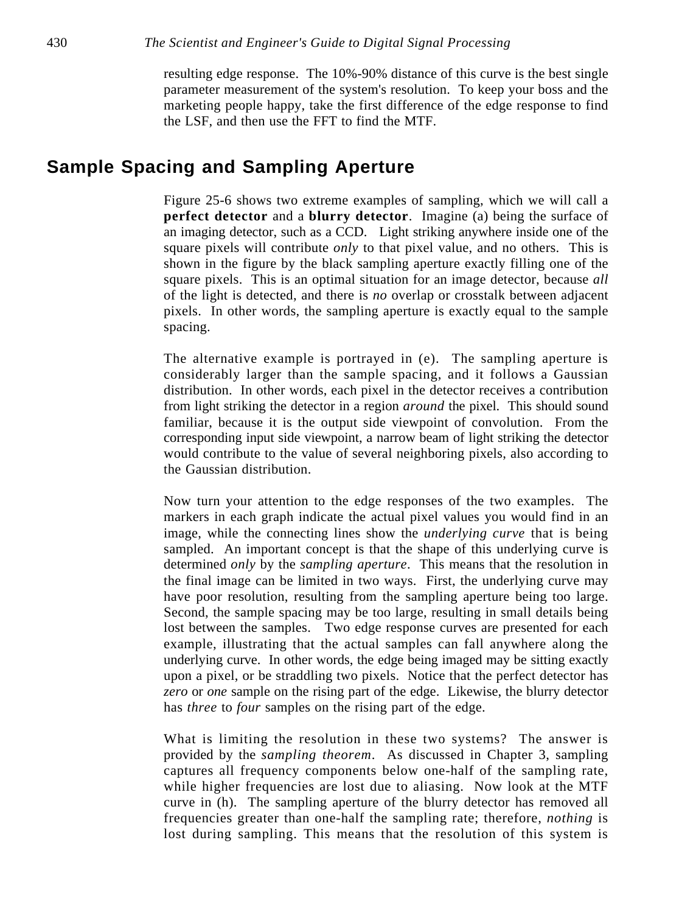resulting edge response. The 10%-90% distance of this curve is the best single parameter measurement of the system's resolution. To keep your boss and the marketing people happy, take the first difference of the edge response to find the LSF, and then use the FFT to find the MTF.

## Sample Spacing and Sampling Aperture

Figure 25-6 shows two extreme examples of sampling, which we will call a **perfect detector** and a **blurry detector**. Imagine (a) being the surface of an imaging detector, such as a CCD. Light striking anywhere inside one of the square pixels will contribute *only* to that pixel value, and no others. This is shown in the figure by the black sampling aperture exactly filling one of the square pixels. This is an optimal situation for an image detector, because *all* of the light is detected, and there is *no* overlap or crosstalk between adjacent pixels. In other words, the sampling aperture is exactly equal to the sample spacing.

The alternative example is portrayed in (e). The sampling aperture is considerably larger than the sample spacing, and it follows a Gaussian distribution. In other words, each pixel in the detector receives a contribution from light striking the detector in a region *around* the pixel. This should sound familiar, because it is the output side viewpoint of convolution. From the corresponding input side viewpoint, a narrow beam of light striking the detector would contribute to the value of several neighboring pixels, also according to the Gaussian distribution.

Now turn your attention to the edge responses of the two examples. The markers in each graph indicate the actual pixel values you would find in an image, while the connecting lines show the *underlying curve* that is being sampled. An important concept is that the shape of this underlying curve is determined *only* by the *sampling aperture*. This means that the resolution in the final image can be limited in two ways. First, the underlying curve may have poor resolution, resulting from the sampling aperture being too large. Second, the sample spacing may be too large, resulting in small details being lost between the samples. Two edge response curves are presented for each example, illustrating that the actual samples can fall anywhere along the underlying curve. In other words, the edge being imaged may be sitting exactly upon a pixel, or be straddling two pixels. Notice that the perfect detector has *zero* or *one* sample on the rising part of the edge. Likewise, the blurry detector has *three* to *four* samples on the rising part of the edge.

What is limiting the resolution in these two systems? The answer is provided by the *sampling theorem*. As discussed in Chapter 3, sampling captures all frequency components below one-half of the sampling rate, while higher frequencies are lost due to aliasing. Now look at the MTF curve in (h). The sampling aperture of the blurry detector has removed all frequencies greater than one-half the sampling rate; therefore, *nothing* is lost during sampling. This means that the resolution of this system is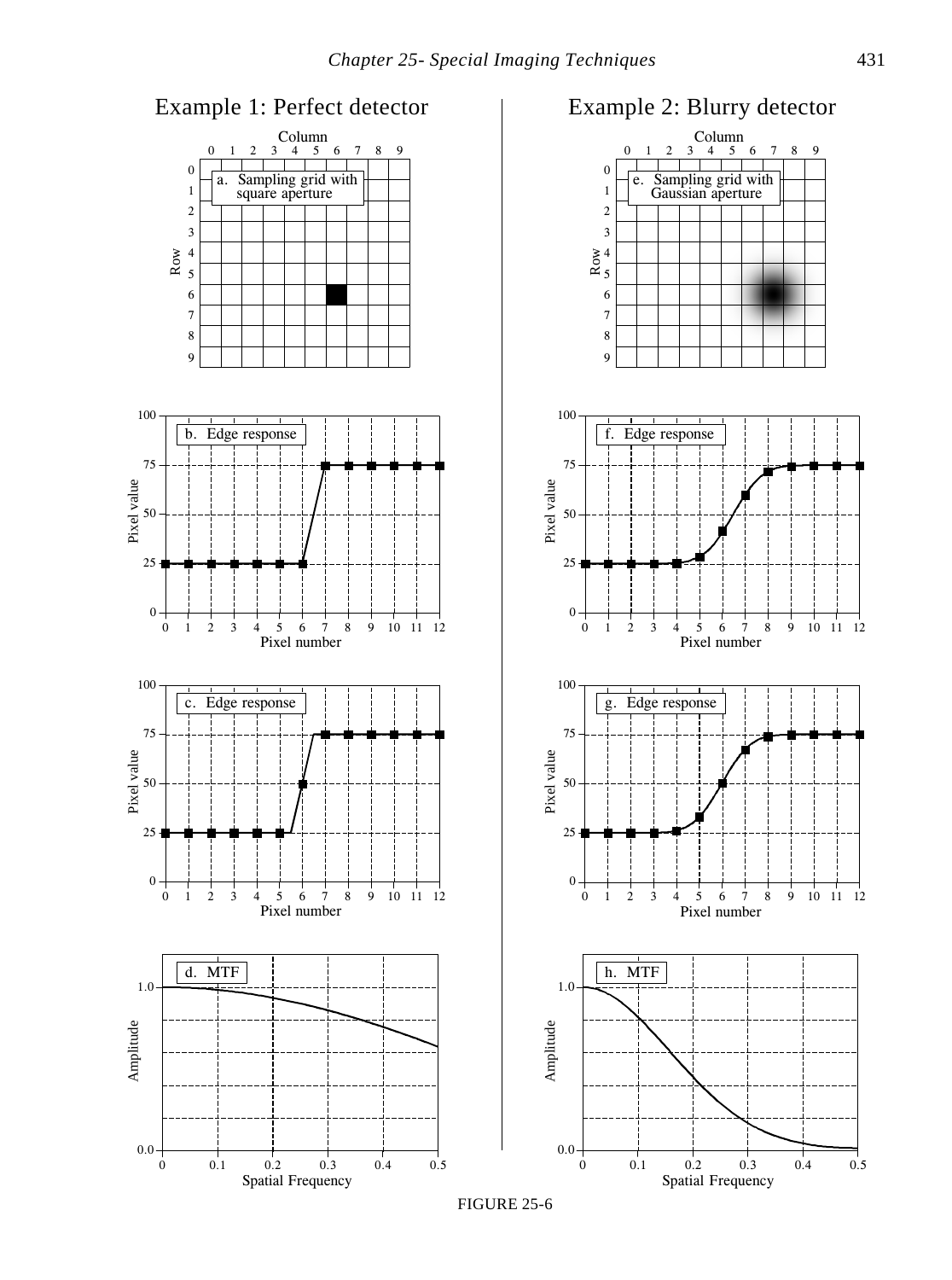Example 1: Perfect detector

Example 2: Blurry detector

FIGURE 25-6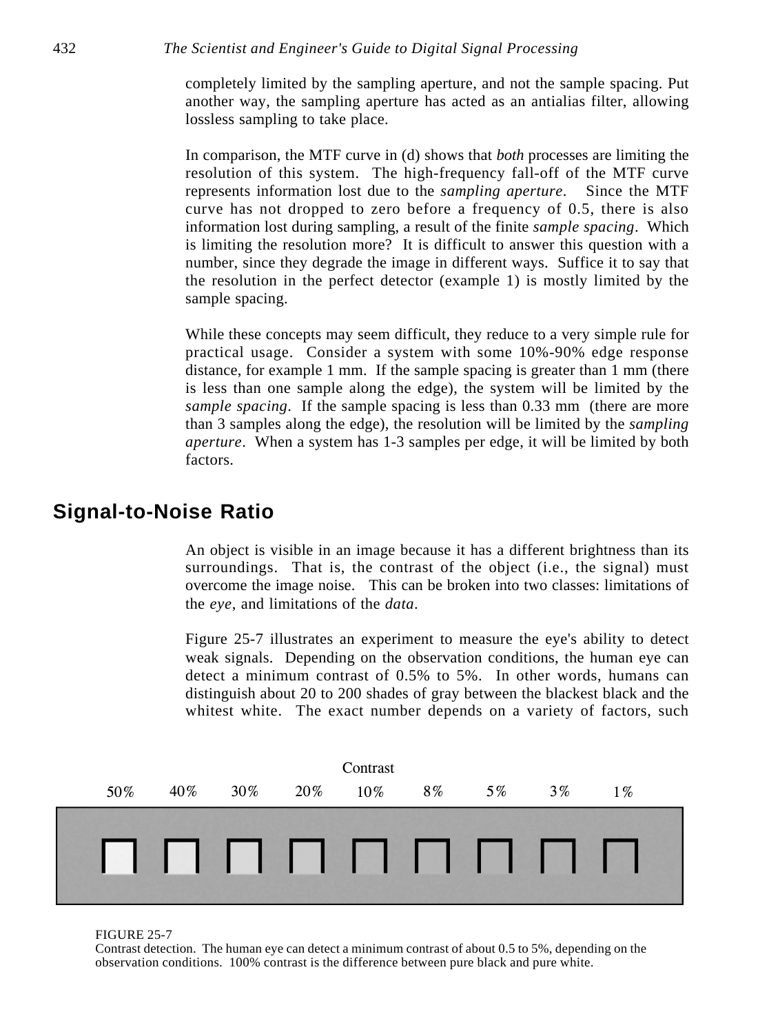completely limited by the sampling aperture, and not the sample spacing. Put another way, the sampling aperture has acted as an antialias filter, allowing lossless sampling to take place.

In comparison, the MTF curve in (d) shows that *both* processes are limiting the resolution of this system. The high-frequency fall-off of the MTF curve represents information lost due to the *sampling aperture*. Since the MTF curve has not dropped to zero before a frequency of 0.5, there is also information lost during sampling, a result of the finite *sample spacing*. Which is limiting the resolution more? It is difficult to answer this question with a number, since they degrade the image in different ways. Suffice it to say that the resolution in the perfect detector (example 1) is mostly limited by the sample spacing.

While these concepts may seem difficult, they reduce to a very simple rule for practical usage. Consider a system with some 10%-90% edge response distance, for example 1 mm. If the sample spacing is greater than 1 mm (there is less than one sample along the edge), the system will be limited by the *sample spacing*. If the sample spacing is less than 0.33 mm (there are more than 3 samples along the edge), the resolution will be limited by the *sampling aperture*. When a system has 1-3 samples per edge, it will be limited by both factors.

## Signal-to-Noise Ratio

An object is visible in an image because it has a different brightness than its surroundings. That is, the contrast of the object (i.e., the signal) must overcome the image noise. This can be broken into two classes: limitations of the *eye*, and limitations of the *data*.

Figure 25-7 illustrates an experiment to measure the eye's ability to detect weak signals. Depending on the observation conditions, the human eye can detect a minimum contrast of 0.5% to 5%. In other words, humans can distinguish about 20 to 200 shades of gray between the blackest black and the whitest white. The exact number depends on a variety of factors, such

Contrast

50% 40% 30% 20% 10% 8% 5% 3% 1%

FIGURE 25-7
Contrast detection. The human eye can detect a minimum contrast of about 0.5 to 5%, depending on the observation conditions. 100% contrast is the difference between pure black and pure white.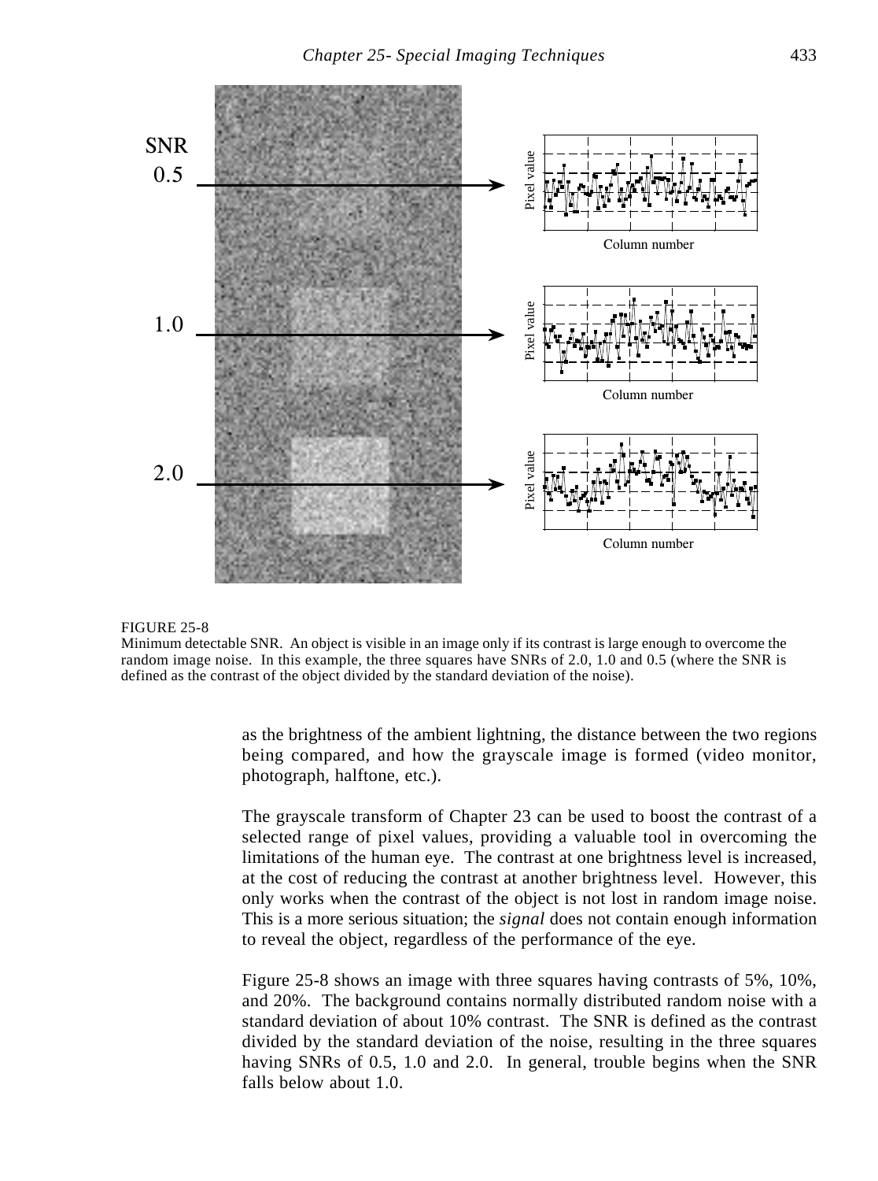FIGURE 25-8
Minimum detectable SNR. An object is visible in an image only if its contrast is large enough to overcome the random image noise. In this example, the three squares have SNRs of 2.0, 1.0 and 0.5 (where the SNR is defined as the contrast of the object divided by the standard deviation of the noise).

as the brightness of the ambient lightning, the distance between the two regions being compared, and how the grayscale image is formed (video monitor, photograph, halftone, etc.).

The grayscale transform of Chapter 23 can be used to boost the contrast of a selected range of pixel values, providing a valuable tool in overcoming the limitations of the human eye. The contrast at one brightness level is increased, at the cost of reducing the contrast at another brightness level. However, this only works when the contrast of the object is not lost in random image noise. This is a more serious situation; the *signal* does not contain enough information to reveal the object, regardless of the performance of the eye.

Figure 25-8 shows an image with three squares having contrasts of 5%, 10%, and 20%. The background contains normally distributed random noise with a standard deviation of about 10% contrast. The SNR is defined as the contrast divided by the standard deviation of the noise, resulting in the three squares having SNRs of 0.5, 1.0 and 2.0. In general, trouble begins when the SNR falls below about 1.0.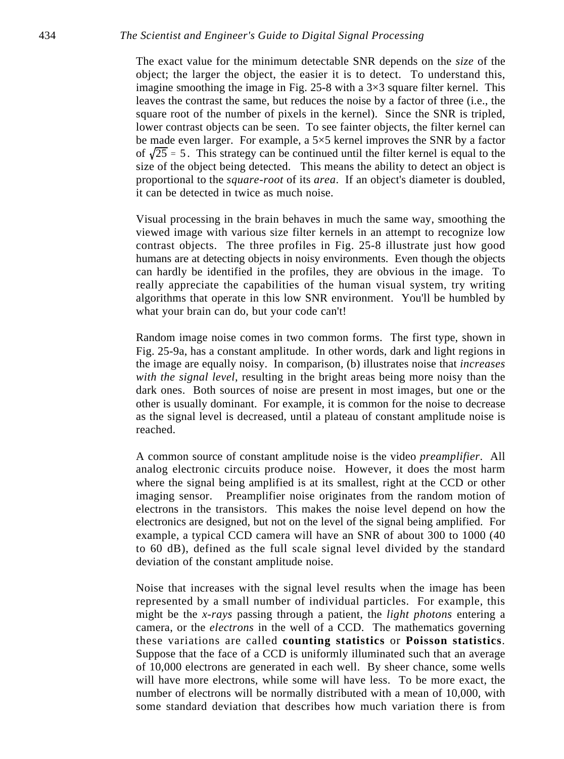The exact value for the minimum detectable SNR depends on the *size* of the object; the larger the object, the easier it is to detect. To understand this, imagine smoothing the image in Fig. 25-8 with a 3×3 square filter kernel. This leaves the contrast the same, but reduces the noise by a factor of three (i.e., the square root of the number of pixels in the kernel). Since the SNR is tripled, lower contrast objects can be seen. To see fainter objects, the filter kernel can be made even larger. For example, a 5×5 kernel improves the SNR by a factor of $\sqrt{25} = 5$. This strategy can be continued until the filter kernel is equal to the size of the object being detected. This means the ability to detect an object is proportional to the *square-root* of its *area*. If an object's diameter is doubled, it can be detected in twice as much noise.

Visual processing in the brain behaves in much the same way, smoothing the viewed image with various size filter kernels in an attempt to recognize low contrast objects. The three profiles in Fig. 25-8 illustrate just how good humans are at detecting objects in noisy environments. Even though the objects can hardly be identified in the profiles, they are obvious in the image. To really appreciate the capabilities of the human visual system, try writing algorithms that operate in this low SNR environment. You'll be humbled by what your brain can do, but your code can't!

Random image noise comes in two common forms. The first type, shown in Fig. 25-9a, has a constant amplitude. In other words, dark and light regions in the image are equally noisy. In comparison, (b) illustrates noise that *increases with the signal level*, resulting in the bright areas being more noisy than the dark ones. Both sources of noise are present in most images, but one or the other is usually dominant. For example, it is common for the noise to decrease as the signal level is decreased, until a plateau of constant amplitude noise is reached.

A common source of constant amplitude noise is the video *preamplifier*. All analog electronic circuits produce noise. However, it does the most harm where the signal being amplified is at its smallest, right at the CCD or other imaging sensor. Preamplifier noise originates from the random motion of electrons in the transistors. This makes the noise level depend on how the electronics are designed, but not on the level of the signal being amplified. For example, a typical CCD camera will have an SNR of about 300 to 1000 (40 to 60 dB), defined as the full scale signal level divided by the standard deviation of the constant amplitude noise.

Noise that increases with the signal level results when the image has been represented by a small number of individual particles. For example, this might be the *x-rays* passing through a patient, the *light photons* entering a camera, or the *electrons* in the well of a CCD. The mathematics governing these variations are called **counting statistics** or **Poisson statistics**. Suppose that the face of a CCD is uniformly illuminated such that an average of 10,000 electrons are generated in each well. By sheer chance, some wells will have more electrons, while some will have less. To be more exact, the number of electrons will be normally distributed with a mean of 10,000, with some standard deviation that describes how much variation there is from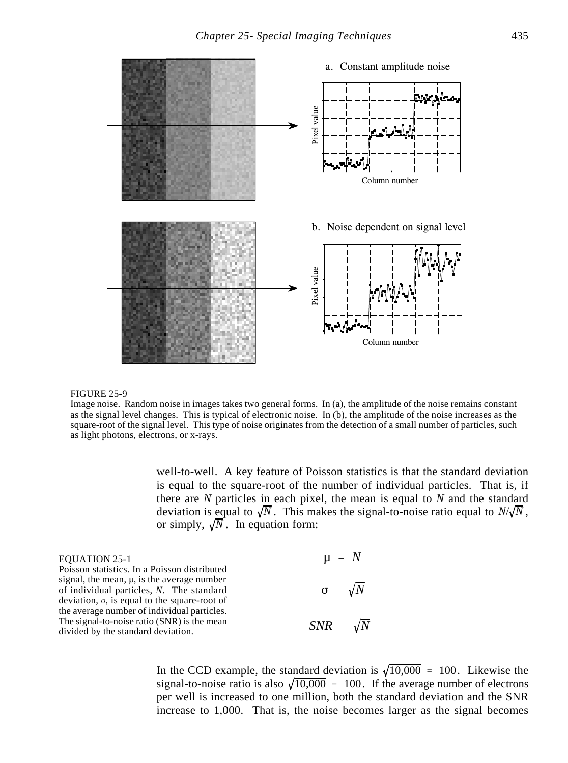a. Constant amplitude noise

b. Noise dependent on signal level

FIGURE 25-9
Image noise. Random noise in images takes two general forms. In (a), the amplitude of the noise remains constant as the signal level changes. This is typical of electronic noise. In (b), the amplitude of the noise increases as the square-root of the signal level. This type of noise originates from the detection of a small number of particles, such as light photons, electrons, or x-rays.

well-to-well. A key feature of Poisson statistics is that the standard deviation is equal to the square-root of the number of individual particles. That is, if there are $N$ particles in each pixel, the mean is equal to $N$ and the standard deviation is equal to $\sqrt{N}$. This makes the signal-to-noise ratio equal to $N/\sqrt{N}$, or simply, $\sqrt{N}$. In equation form:

EQUATION 25-1
Poisson statistics. In a Poisson distributed signal, the mean, $\mu$, is the average number of individual particles, $N$. The standard deviation, $\sigma$, is equal to the square-root of the average number of individual particles. The signal-to-noise ratio (SNR) is the mean divided by the standard deviation.

$$\mu = N$$

$$\sigma = \sqrt{N}$$

$$SNR = \sqrt{N}$$

In the CCD example, the standard deviation is $\sqrt{10{,}000} = 100$. Likewise the signal-to-noise ratio is also $\sqrt{10{,}000} = 100$. If the average number of electrons per well is increased to one million, both the standard deviation and the SNR increase to 1,000. That is, the noise becomes larger as the signal becomes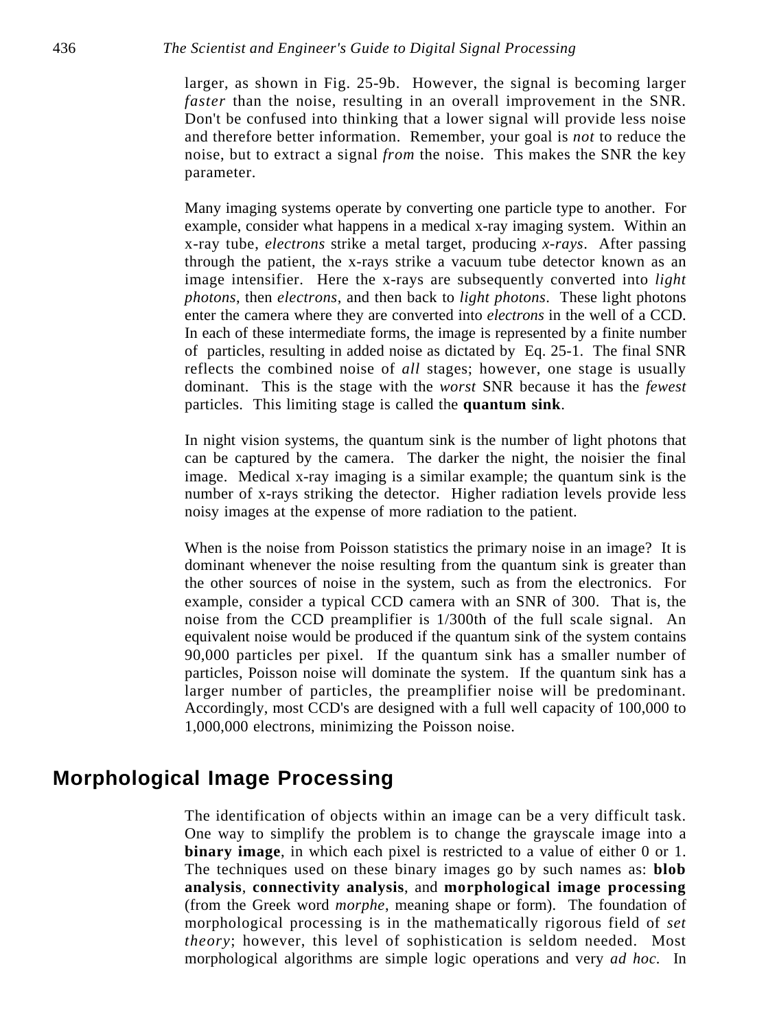larger, as shown in Fig. 25-9b. However, the signal is becoming larger *faster* than the noise, resulting in an overall improvement in the SNR. Don't be confused into thinking that a lower signal will provide less noise and therefore better information. Remember, your goal is *not* to reduce the noise, but to extract a signal *from* the noise. This makes the SNR the key parameter.

Many imaging systems operate by converting one particle type to another. For example, consider what happens in a medical x-ray imaging system. Within an x-ray tube, *electrons* strike a metal target, producing *x-rays*. After passing through the patient, the x-rays strike a vacuum tube detector known as an image intensifier. Here the x-rays are subsequently converted into *light photons*, then *electrons*, and then back to *light photons*. These light photons enter the camera where they are converted into *electrons* in the well of a CCD. In each of these intermediate forms, the image is represented by a finite number of particles, resulting in added noise as dictated by Eq. 25-1. The final SNR reflects the combined noise of *all* stages; however, one stage is usually dominant. This is the stage with the *worst* SNR because it has the *fewest* particles. This limiting stage is called the **quantum sink**.

In night vision systems, the quantum sink is the number of light photons that can be captured by the camera. The darker the night, the noisier the final image. Medical x-ray imaging is a similar example; the quantum sink is the number of x-rays striking the detector. Higher radiation levels provide less noisy images at the expense of more radiation to the patient.

When is the noise from Poisson statistics the primary noise in an image? It is dominant whenever the noise resulting from the quantum sink is greater than the other sources of noise in the system, such as from the electronics. For example, consider a typical CCD camera with an SNR of 300. That is, the noise from the CCD preamplifier is 1/300th of the full scale signal. An equivalent noise would be produced if the quantum sink of the system contains 90,000 particles per pixel. If the quantum sink has a smaller number of particles, Poisson noise will dominate the system. If the quantum sink has a larger number of particles, the preamplifier noise will be predominant. Accordingly, most CCD's are designed with a full well capacity of 100,000 to 1,000,000 electrons, minimizing the Poisson noise.

## Morphological Image Processing

The identification of objects within an image can be a very difficult task. One way to simplify the problem is to change the grayscale image into a **binary image**, in which each pixel is restricted to a value of either 0 or 1. The techniques used on these binary images go by such names as: **blob analysis**, **connectivity analysis**, and **morphological image processing** (from the Greek word *morphe*, meaning shape or form). The foundation of morphological processing is in the mathematically rigorous field of *set theory*; however, this level of sophistication is seldom needed. Most morphological algorithms are simple logic operations and very *ad hoc*. In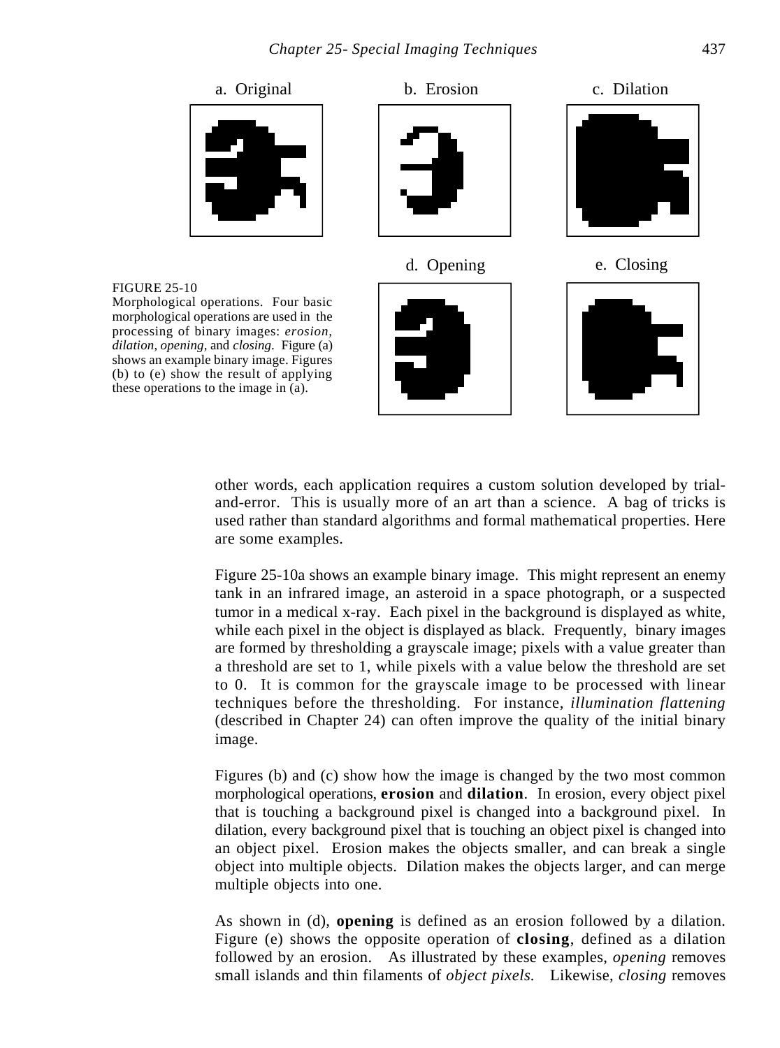a. Original

b. Erosion

c. Dilation

d. Opening

e. Closing

FIGURE 25-10
Morphological operations. Four basic morphological operations are used in the processing of binary images: *erosion*, *dilation*, *opening*, and *closing*. Figure (a) shows an example binary image. Figures (b) to (e) show the result of applying these operations to the image in (a).

other words, each application requires a custom solution developed by trial-and-error. This is usually more of an art than a science. A bag of tricks is used rather than standard algorithms and formal mathematical properties. Here are some examples.

Figure 25-10a shows an example binary image. This might represent an enemy tank in an infrared image, an asteroid in a space photograph, or a suspected tumor in a medical x-ray. Each pixel in the background is displayed as white, while each pixel in the object is displayed as black. Frequently, binary images are formed by thresholding a grayscale image; pixels with a value greater than a threshold are set to 1, while pixels with a value below the threshold are set to 0. It is common for the grayscale image to be processed with linear techniques before the thresholding. For instance, *illumination flattening* (described in Chapter 24) can often improve the quality of the initial binary image.

Figures (b) and (c) show how the image is changed by the two most common morphological operations, **erosion** and **dilation**. In erosion, every object pixel that is touching a background pixel is changed into a background pixel. In dilation, every background pixel that is touching an object pixel is changed into an object pixel. Erosion makes the objects smaller, and can break a single object into multiple objects. Dilation makes the objects larger, and can merge multiple objects into one.

As shown in (d), **opening** is defined as an erosion followed by a dilation. Figure (e) shows the opposite operation of **closing**, defined as a dilation followed by an erosion. As illustrated by these examples, *opening* removes small islands and thin filaments of *object pixels*. Likewise, *closing* removes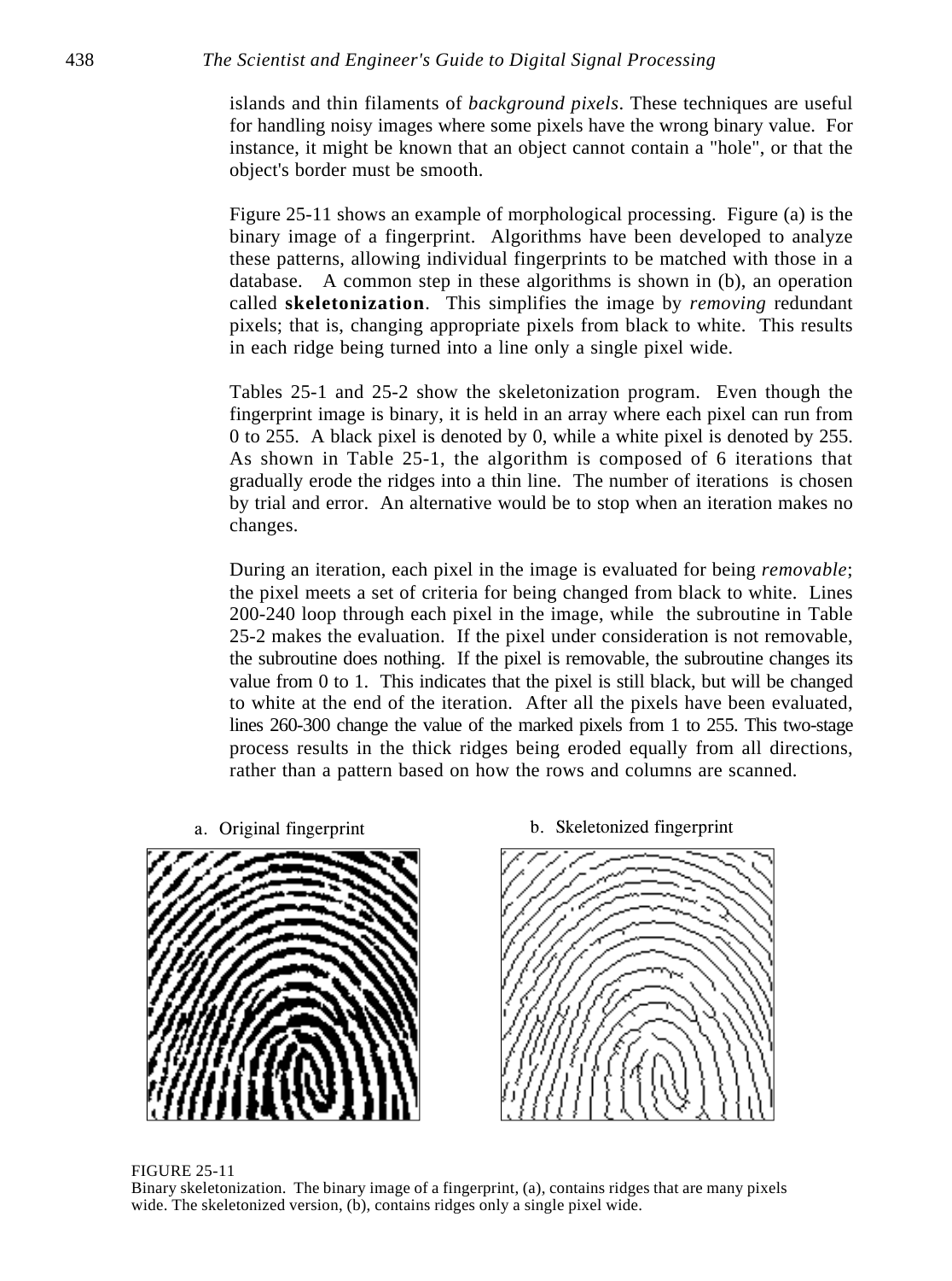islands and thin filaments of *background pixels*. These techniques are useful for handling noisy images where some pixels have the wrong binary value. For instance, it might be known that an object cannot contain a "hole", or that the object's border must be smooth.

Figure 25-11 shows an example of morphological processing. Figure (a) is the binary image of a fingerprint. Algorithms have been developed to analyze these patterns, allowing individual fingerprints to be matched with those in a database. A common step in these algorithms is shown in (b), an operation called **skeletonization**. This simplifies the image by *removing* redundant pixels; that is, changing appropriate pixels from black to white. This results in each ridge being turned into a line only a single pixel wide.

Tables 25-1 and 25-2 show the skeletonization program. Even though the fingerprint image is binary, it is held in an array where each pixel can run from 0 to 255. A black pixel is denoted by 0, while a white pixel is denoted by 255. As shown in Table 25-1, the algorithm is composed of 6 iterations that gradually erode the ridges into a thin line. The number of iterations is chosen by trial and error. An alternative would be to stop when an iteration makes no changes.

During an iteration, each pixel in the image is evaluated for being *removable*; the pixel meets a set of criteria for being changed from black to white. Lines 200-240 loop through each pixel in the image, while the subroutine in Table 25-2 makes the evaluation. If the pixel under consideration is not removable, the subroutine does nothing. If the pixel is removable, the subroutine changes its value from 0 to 1. This indicates that the pixel is still black, but will be changed to white at the end of the iteration. After all the pixels have been evaluated, lines 260-300 change the value of the marked pixels from 1 to 255. This two-stage process results in the thick ridges being eroded equally from all directions, rather than a pattern based on how the rows and columns are scanned.

a. Original fingerprint

b. Skeletonized fingerprint

FIGURE 25-11
Binary skeletonization. The binary image of a fingerprint, (a), contains ridges that are many pixels wide. The skeletonized version, (b), contains ridges only a single pixel wide.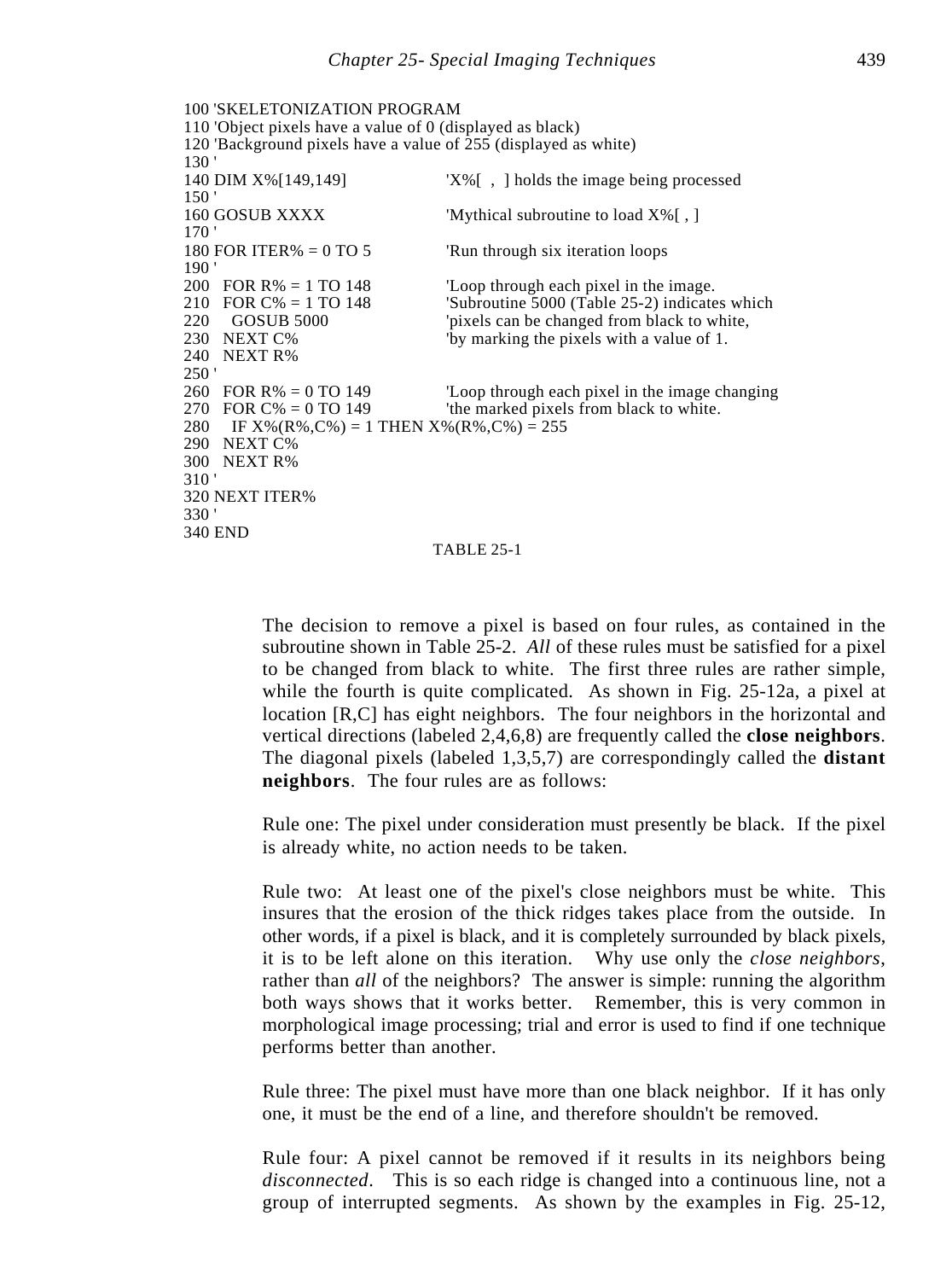```
100 'SKELETONIZATION PROGRAM
110 'Object pixels have a value of 0 (displayed as black)
120 'Background pixels have a value of 255 (displayed as white)
130 '
140 DIM X%[149,149]              'X%[ , ] holds the image being processed
150 '
160 GOSUB XXXX                   'Mythical subroutine to load X%[ , ]
170 '
180 FOR ITER% = 0 TO 5           'Run through six iteration loops
190 '
200   FOR R% = 1 TO 148          'Loop through each pixel in the image.
210   FOR C% = 1 TO 148          'Subroutine 5000 (Table 25-2) indicates which
220     GOSUB 5000               'pixels can be changed from black to white,
230   NEXT C%                    'by marking the pixels with a value of 1.
240   NEXT R%
250 '
260   FOR R% = 0 TO 149          'Loop through each pixel in the image changing
270   FOR C% = 0 TO 149          'the marked pixels from black to white.
280     IF X%(R%,C%) = 1 THEN X%(R%,C%) = 255
290   NEXT C%
300   NEXT R%
310 '
320 NEXT ITER%
330 '
340 END
```

TABLE 25-1

The decision to remove a pixel is based on four rules, as contained in the subroutine shown in Table 25-2. *All* of these rules must be satisfied for a pixel to be changed from black to white. The first three rules are rather simple, while the fourth is quite complicated. As shown in Fig. 25-12a, a pixel at location [R,C] has eight neighbors. The four neighbors in the horizontal and vertical directions (labeled 2,4,6,8) are frequently called the **close neighbors**. The diagonal pixels (labeled 1,3,5,7) are correspondingly called the **distant neighbors**. The four rules are as follows:

Rule one: The pixel under consideration must presently be black. If the pixel is already white, no action needs to be taken.

Rule two: At least one of the pixel's close neighbors must be white. This insures that the erosion of the thick ridges takes place from the outside. In other words, if a pixel is black, and it is completely surrounded by black pixels, it is to be left alone on this iteration. Why use only the *close neighbors*, rather than *all* of the neighbors? The answer is simple: running the algorithm both ways shows that it works better. Remember, this is very common in morphological image processing; trial and error is used to find if one technique performs better than another.

Rule three: The pixel must have more than one black neighbor. If it has only one, it must be the end of a line, and therefore shouldn't be removed.

Rule four: A pixel cannot be removed if it results in its neighbors being *disconnected*. This is so each ridge is changed into a continuous line, not a group of interrupted segments. As shown by the examples in Fig. 25-12,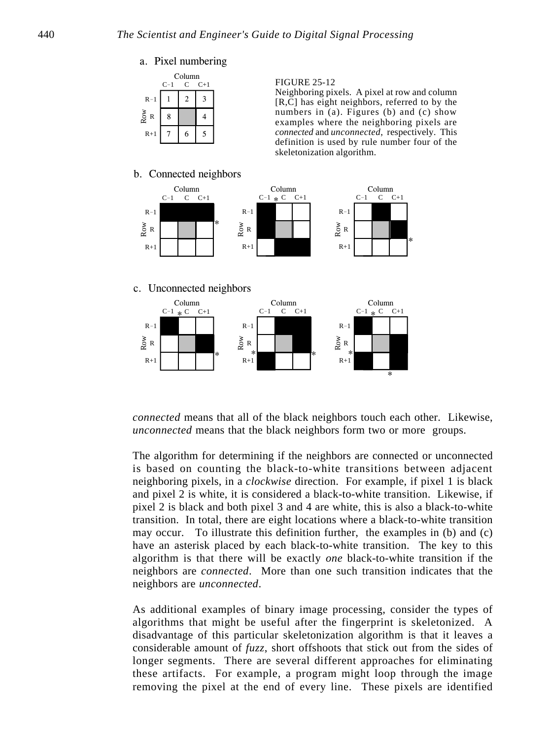a. Pixel numbering

|  | C−1 | C | C+1 |
|---|---|---|---|
| R−1 | 1 | 2 | 3 |
| R | 8 |  | 4 |
| R+1 | 7 | 6 | 5 |

FIGURE 25-12
Neighboring pixels. A pixel at row and column [R,C] has eight neighbors, referred to by the numbers in (a). Figures (b) and (c) show examples where the neighboring pixels are *connected* and *unconnected*, respectively. This definition is used by rule number four of the skeletonization algorithm.

b. Connected neighbors

c. Unconnected neighbors

*connected* means that all of the black neighbors touch each other. Likewise, *unconnected* means that the black neighbors form two or more groups.

The algorithm for determining if the neighbors are connected or unconnected is based on counting the black-to-white transitions between adjacent neighboring pixels, in a *clockwise* direction. For example, if pixel 1 is black and pixel 2 is white, it is considered a black-to-white transition. Likewise, if pixel 2 is black and both pixel 3 and 4 are white, this is also a black-to-white transition. In total, there are eight locations where a black-to-white transition may occur. To illustrate this definition further, the examples in (b) and (c) have an asterisk placed by each black-to-white transition. The key to this algorithm is that there will be exactly *one* black-to-white transition if the neighbors are *connected*. More than one such transition indicates that the neighbors are *unconnected*.

As additional examples of binary image processing, consider the types of algorithms that might be useful after the fingerprint is skeletonized. A disadvantage of this particular skeletonization algorithm is that it leaves a considerable amount of *fuzz*, short offshoots that stick out from the sides of longer segments. There are several different approaches for eliminating these artifacts. For example, a program might loop through the image removing the pixel at the end of every line. These pixels are identified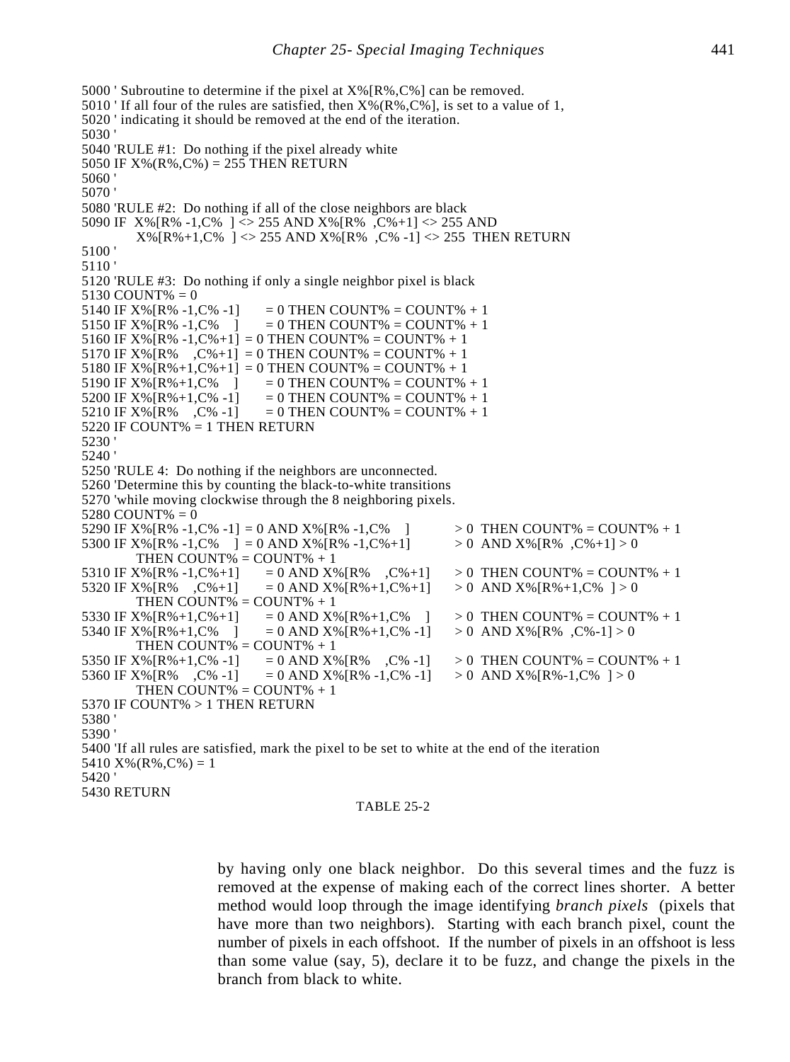```
5000 ' Subroutine to determine if the pixel at X%[R%,C%] can be removed.
5010 ' If all four of the rules are satisfied, then X%(R%,C%], is set to a value of 1,
5020 ' indicating it should be removed at the end of the iteration.
5030 '
5040 'RULE #1:  Do nothing if the pixel already white
5050 IF X%(R%,C%) = 255 THEN RETURN
5060 '
5070 '
5080 'RULE #2:  Do nothing if all of the close neighbors are black
5090 IF  X%[R% -1,C%  ] <> 255 AND X%[R%  ,C%+1] <> 255 AND
         X%[R%+1,C%  ] <> 255 AND X%[R%  ,C% -1] <> 255  THEN RETURN
5100 '
5110 '
5120 'RULE #3:  Do nothing if only a single neighbor pixel is black
5130 COUNT% = 0
5140 IF X%[R% -1,C% -1]      = 0 THEN COUNT% = COUNT% + 1
5150 IF X%[R% -1,C%    ]     = 0 THEN COUNT% = COUNT% + 1
5160 IF X%[R% -1,C%+1] = 0 THEN COUNT% = COUNT% + 1
5170 IF X%[R%    ,C%+1]  = 0 THEN COUNT% = COUNT% + 1
5180 IF X%[R%+1,C%+1]  = 0 THEN COUNT% = COUNT% + 1
5190 IF X%[R%+1,C%    ]      = 0 THEN COUNT% = COUNT% + 1
5200 IF X%[R%+1,C% -1]      = 0 THEN COUNT% = COUNT% + 1
5210 IF X%[R%    ,C% -1]      = 0 THEN COUNT% = COUNT% + 1
5220 IF COUNT% = 1 THEN RETURN
5230 '
5240 '
5250 'RULE 4:  Do nothing if the neighbors are unconnected.
5260 'Determine this by counting the black-to-white transitions
5270 'while moving clockwise through the 8 neighboring pixels.
5280 COUNT% = 0
5290 IF X%[R% -1,C% -1] = 0 AND X%[R% -1,C%    ]          > 0  THEN COUNT% = COUNT% + 1
5300 IF X%[R% -1,C%    ] = 0 AND X%[R% -1,C%+1]          > 0  AND X%[R%  ,C%+1] > 0
         THEN COUNT% = COUNT% + 1
5310 IF X%[R% -1,C%+1]      = 0 AND X%[R%    ,C%+1]      > 0  THEN COUNT% = COUNT% + 1
5320 IF X%[R%    ,C%+1]      = 0 AND X%[R%+1,C%+1]      > 0  AND X%[R%+1,C%  ] > 0
         THEN COUNT% = COUNT% + 1
5330 IF X%[R%+1,C%+1]      = 0 AND X%[R%+1,C%    ]      > 0  THEN COUNT% = COUNT% + 1
5340 IF X%[R%+1,C%    ]      = 0 AND X%[R%+1,C% -1]      > 0  AND X%[R%  ,C%-1] > 0
         THEN COUNT% = COUNT% + 1
5350 IF X%[R%+1,C% -1]      = 0 AND X%[R%    ,C% -1]      > 0  THEN COUNT% = COUNT% + 1
5360 IF X%[R%    ,C% -1]      = 0 AND X%[R% -1,C% -1]      > 0  AND X%[R%-1,C%  ] > 0
         THEN COUNT% = COUNT% + 1
5370 IF COUNT% > 1 THEN RETURN
5380 '
5390 '
5400 'If all rules are satisfied, mark the pixel to be set to white at the end of the iteration
5410 X%(R%,C%) = 1
5420 '
5430 RETURN
```

TABLE 25-2

by having only one black neighbor. Do this several times and the fuzz is removed at the expense of making each of the correct lines shorter. A better method would loop through the image identifying *branch pixels* (pixels that have more than two neighbors). Starting with each branch pixel, count the number of pixels in each offshoot. If the number of pixels in an offshoot is less than some value (say, 5), declare it to be fuzz, and change the pixels in the branch from black to white.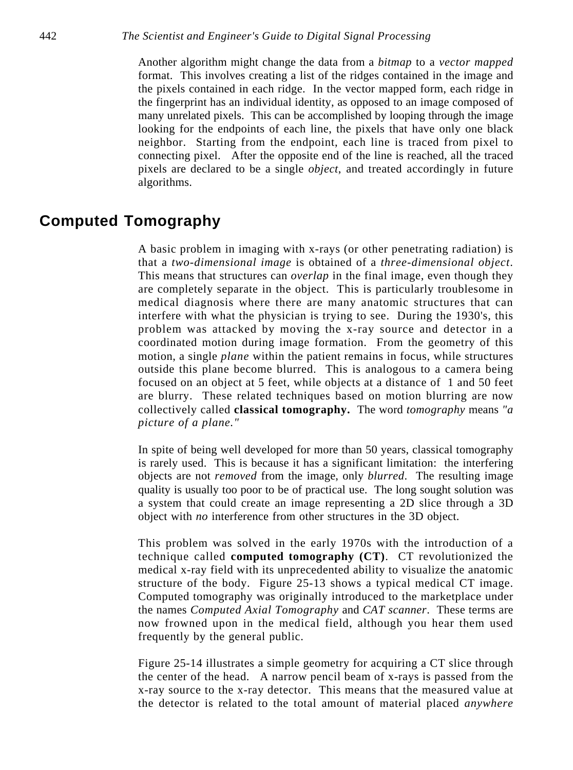Another algorithm might change the data from a *bitmap* to a *vector mapped* format. This involves creating a list of the ridges contained in the image and the pixels contained in each ridge. In the vector mapped form, each ridge in the fingerprint has an individual identity, as opposed to an image composed of many unrelated pixels. This can be accomplished by looping through the image looking for the endpoints of each line, the pixels that have only one black neighbor. Starting from the endpoint, each line is traced from pixel to connecting pixel. After the opposite end of the line is reached, all the traced pixels are declared to be a single *object*, and treated accordingly in future algorithms.

## Computed Tomography

A basic problem in imaging with x-rays (or other penetrating radiation) is that a *two-dimensional image* is obtained of a *three-dimensional object*. This means that structures can *overlap* in the final image, even though they are completely separate in the object. This is particularly troublesome in medical diagnosis where there are many anatomic structures that can interfere with what the physician is trying to see. During the 1930's, this problem was attacked by moving the x-ray source and detector in a coordinated motion during image formation. From the geometry of this motion, a single *plane* within the patient remains in focus, while structures outside this plane become blurred. This is analogous to a camera being focused on an object at 5 feet, while objects at a distance of 1 and 50 feet are blurry. These related techniques based on motion blurring are now collectively called **classical tomography.** The word *tomography* means *"a picture of a plane."*

In spite of being well developed for more than 50 years, classical tomography is rarely used. This is because it has a significant limitation: the interfering objects are not *removed* from the image, only *blurred*. The resulting image quality is usually too poor to be of practical use. The long sought solution was a system that could create an image representing a 2D slice through a 3D object with *no* interference from other structures in the 3D object.

This problem was solved in the early 1970s with the introduction of a technique called **computed tomography (CT)**. CT revolutionized the medical x-ray field with its unprecedented ability to visualize the anatomic structure of the body. Figure 25-13 shows a typical medical CT image. Computed tomography was originally introduced to the marketplace under the names *Computed Axial Tomography* and *CAT scanner*. These terms are now frowned upon in the medical field, although you hear them used frequently by the general public.

Figure 25-14 illustrates a simple geometry for acquiring a CT slice through the center of the head. A narrow pencil beam of x-rays is passed from the x-ray source to the x-ray detector. This means that the measured value at the detector is related to the total amount of material placed *anywhere*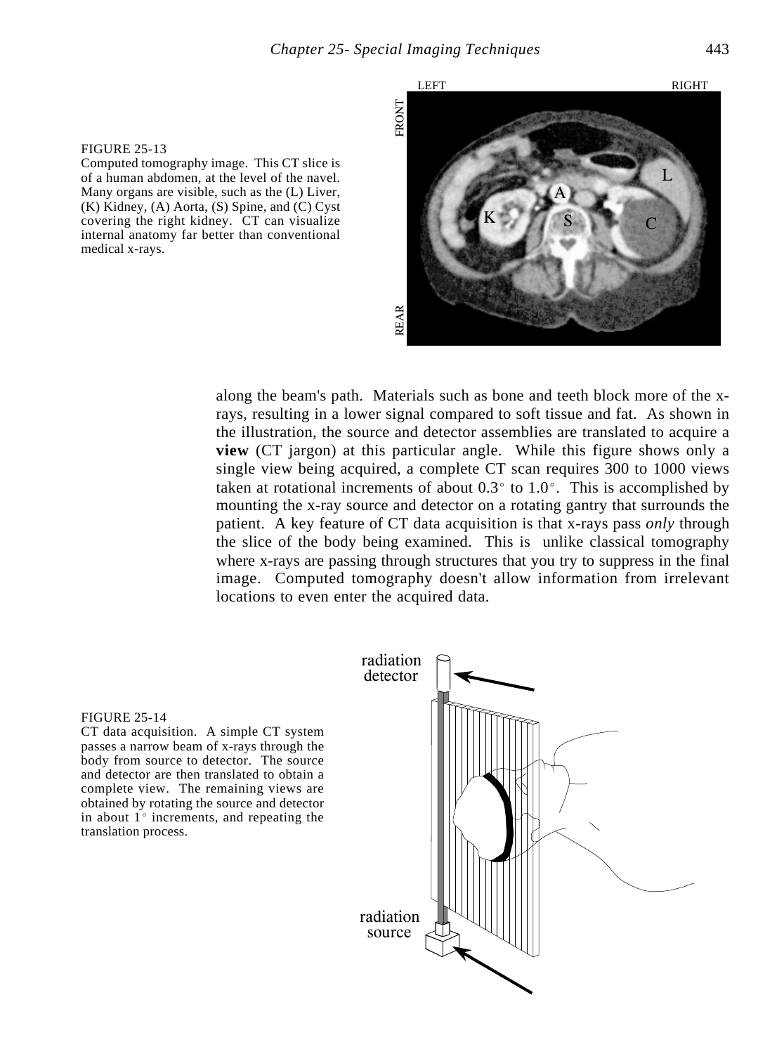FIGURE 25-13
Computed tomography image. This CT slice is of a human abdomen, at the level of the navel. Many organs are visible, such as the (L) Liver, (K) Kidney, (A) Aorta, (S) Spine, and (C) Cyst covering the right kidney. CT can visualize internal anatomy far better than conventional medical x-rays.

along the beam's path. Materials such as bone and teeth block more of the x-rays, resulting in a lower signal compared to soft tissue and fat. As shown in the illustration, the source and detector assemblies are translated to acquire a **view** (CT jargon) at this particular angle. While this figure shows only a single view being acquired, a complete CT scan requires 300 to 1000 views taken at rotational increments of about $0.3^\circ$ to $1.0^\circ$. This is accomplished by mounting the x-ray source and detector on a rotating gantry that surrounds the patient. A key feature of CT data acquisition is that x-rays pass *only* through the slice of the body being examined. This is unlike classical tomography where x-rays are passing through structures that you try to suppress in the final image. Computed tomography doesn't allow information from irrelevant locations to even enter the acquired data.

FIGURE 25-14
CT data acquisition. A simple CT system passes a narrow beam of x-rays through the body from source to detector. The source and detector are then translated to obtain a complete view. The remaining views are obtained by rotating the source and detector in about $1^\circ$ increments, and repeating the translation process.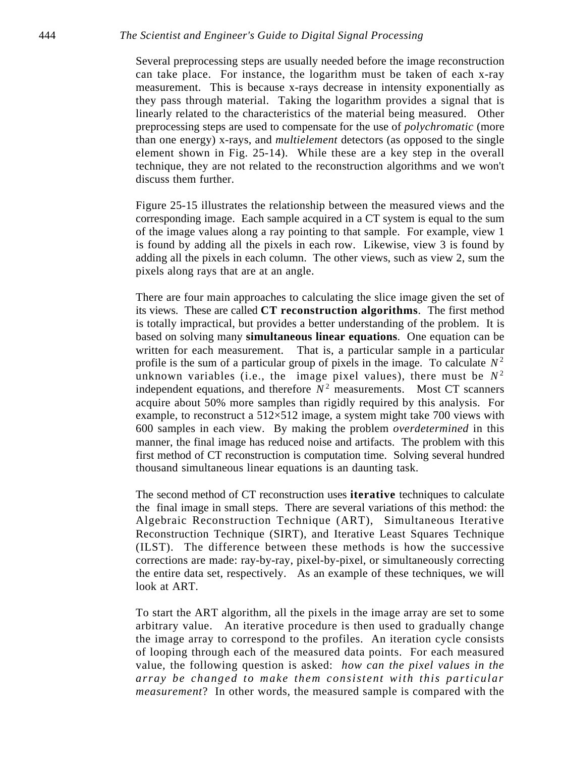Several preprocessing steps are usually needed before the image reconstruction can take place. For instance, the logarithm must be taken of each x-ray measurement. This is because x-rays decrease in intensity exponentially as they pass through material. Taking the logarithm provides a signal that is linearly related to the characteristics of the material being measured. Other preprocessing steps are used to compensate for the use of *polychromatic* (more than one energy) x-rays, and *multielement* detectors (as opposed to the single element shown in Fig. 25-14). While these are a key step in the overall technique, they are not related to the reconstruction algorithms and we won't discuss them further.

Figure 25-15 illustrates the relationship between the measured views and the corresponding image. Each sample acquired in a CT system is equal to the sum of the image values along a ray pointing to that sample. For example, view 1 is found by adding all the pixels in each row. Likewise, view 3 is found by adding all the pixels in each column. The other views, such as view 2, sum the pixels along rays that are at an angle.

There are four main approaches to calculating the slice image given the set of its views. These are called **CT reconstruction algorithms**. The first method is totally impractical, but provides a better understanding of the problem. It is based on solving many **simultaneous linear equations**. One equation can be written for each measurement. That is, a particular sample in a particular profile is the sum of a particular group of pixels in the image. To calculate $N^2$ unknown variables (i.e., the image pixel values), there must be $N^2$ independent equations, and therefore $N^2$ measurements. Most CT scanners acquire about 50% more samples than rigidly required by this analysis. For example, to reconstruct a 512×512 image, a system might take 700 views with 600 samples in each view. By making the problem *overdetermined* in this manner, the final image has reduced noise and artifacts. The problem with this first method of CT reconstruction is computation time. Solving several hundred thousand simultaneous linear equations is an daunting task.

The second method of CT reconstruction uses **iterative** techniques to calculate the final image in small steps. There are several variations of this method: the Algebraic Reconstruction Technique (ART), Simultaneous Iterative Reconstruction Technique (SIRT), and Iterative Least Squares Technique (ILST). The difference between these methods is how the successive corrections are made: ray-by-ray, pixel-by-pixel, or simultaneously correcting the entire data set, respectively. As an example of these techniques, we will look at ART.

To start the ART algorithm, all the pixels in the image array are set to some arbitrary value. An iterative procedure is then used to gradually change the image array to correspond to the profiles. An iteration cycle consists of looping through each of the measured data points. For each measured value, the following question is asked: *how can the pixel values in the array be changed to make them consistent with this particular measurement*? In other words, the measured sample is compared with the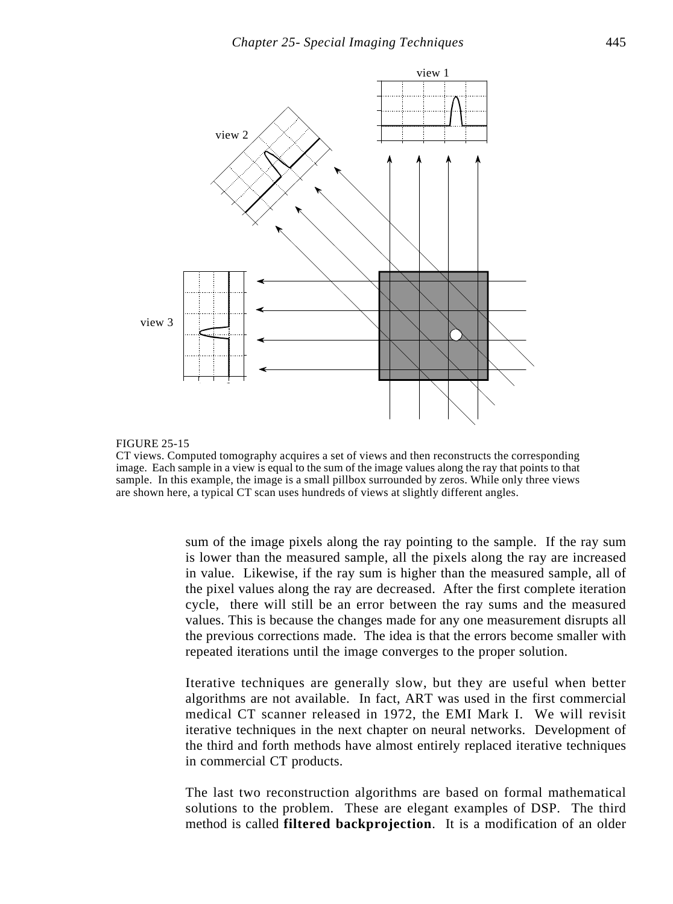view 1

view 2

view 3

FIGURE 25-15
CT views. Computed tomography acquires a set of views and then reconstructs the corresponding image. Each sample in a view is equal to the sum of the image values along the ray that points to that sample. In this example, the image is a small pillbox surrounded by zeros. While only three views are shown here, a typical CT scan uses hundreds of views at slightly different angles.

sum of the image pixels along the ray pointing to the sample. If the ray sum is lower than the measured sample, all the pixels along the ray are increased in value. Likewise, if the ray sum is higher than the measured sample, all of the pixel values along the ray are decreased. After the first complete iteration cycle, there will still be an error between the ray sums and the measured values. This is because the changes made for any one measurement disrupts all the previous corrections made. The idea is that the errors become smaller with repeated iterations until the image converges to the proper solution.

Iterative techniques are generally slow, but they are useful when better algorithms are not available. In fact, ART was used in the first commercial medical CT scanner released in 1972, the EMI Mark I. We will revisit iterative techniques in the next chapter on neural networks. Development of the third and forth methods have almost entirely replaced iterative techniques in commercial CT products.

The last two reconstruction algorithms are based on formal mathematical solutions to the problem. These are elegant examples of DSP. The third method is called **filtered backprojection**. It is a modification of an older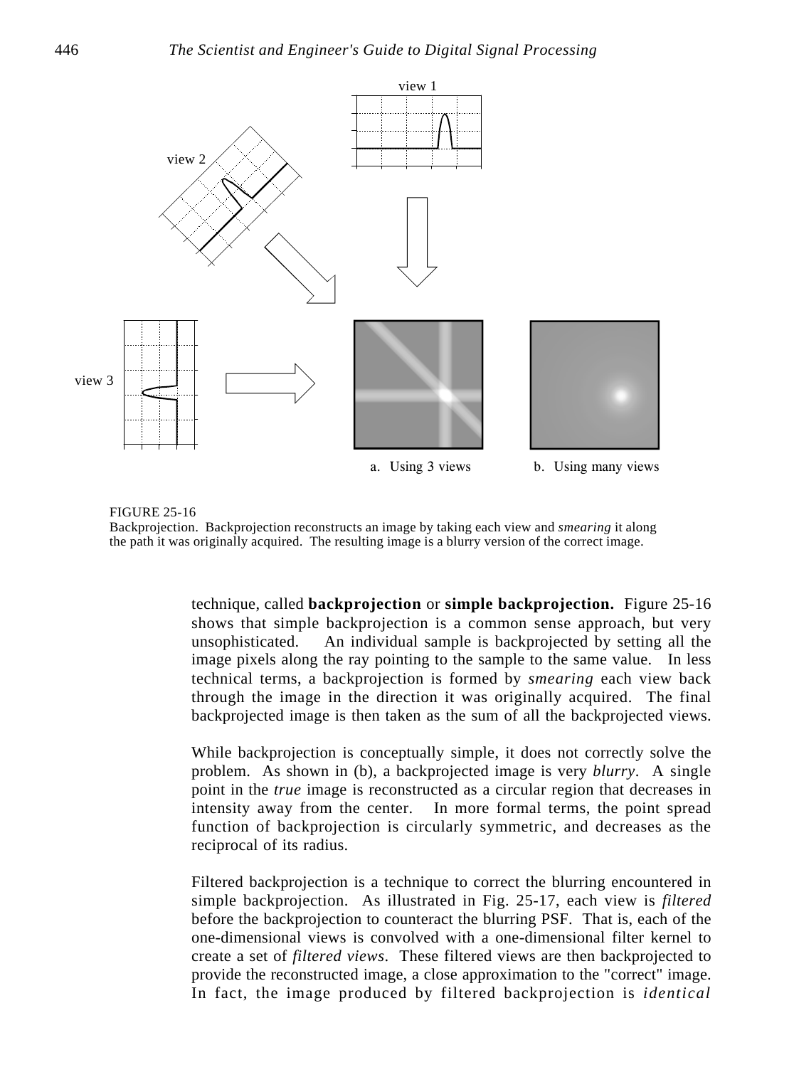FIGURE 25-16
Backprojection. Backprojection reconstructs an image by taking each view and *smearing* it along the path it was originally acquired. The resulting image is a blurry version of the correct image.

technique, called **backprojection** or **simple backprojection.** Figure 25-16 shows that simple backprojection is a common sense approach, but very unsophisticated. An individual sample is backprojected by setting all the image pixels along the ray pointing to the sample to the same value. In less technical terms, a backprojection is formed by *smearing* each view back through the image in the direction it was originally acquired. The final backprojected image is then taken as the sum of all the backprojected views.

While backprojection is conceptually simple, it does not correctly solve the problem. As shown in (b), a backprojected image is very *blurry*. A single point in the *true* image is reconstructed as a circular region that decreases in intensity away from the center. In more formal terms, the point spread function of backprojection is circularly symmetric, and decreases as the reciprocal of its radius.

Filtered backprojection is a technique to correct the blurring encountered in simple backprojection. As illustrated in Fig. 25-17, each view is *filtered* before the backprojection to counteract the blurring PSF. That is, each of the one-dimensional views is convolved with a one-dimensional filter kernel to create a set of *filtered views*. These filtered views are then backprojected to provide the reconstructed image, a close approximation to the "correct" image. In fact, the image produced by filtered backprojection is *identical*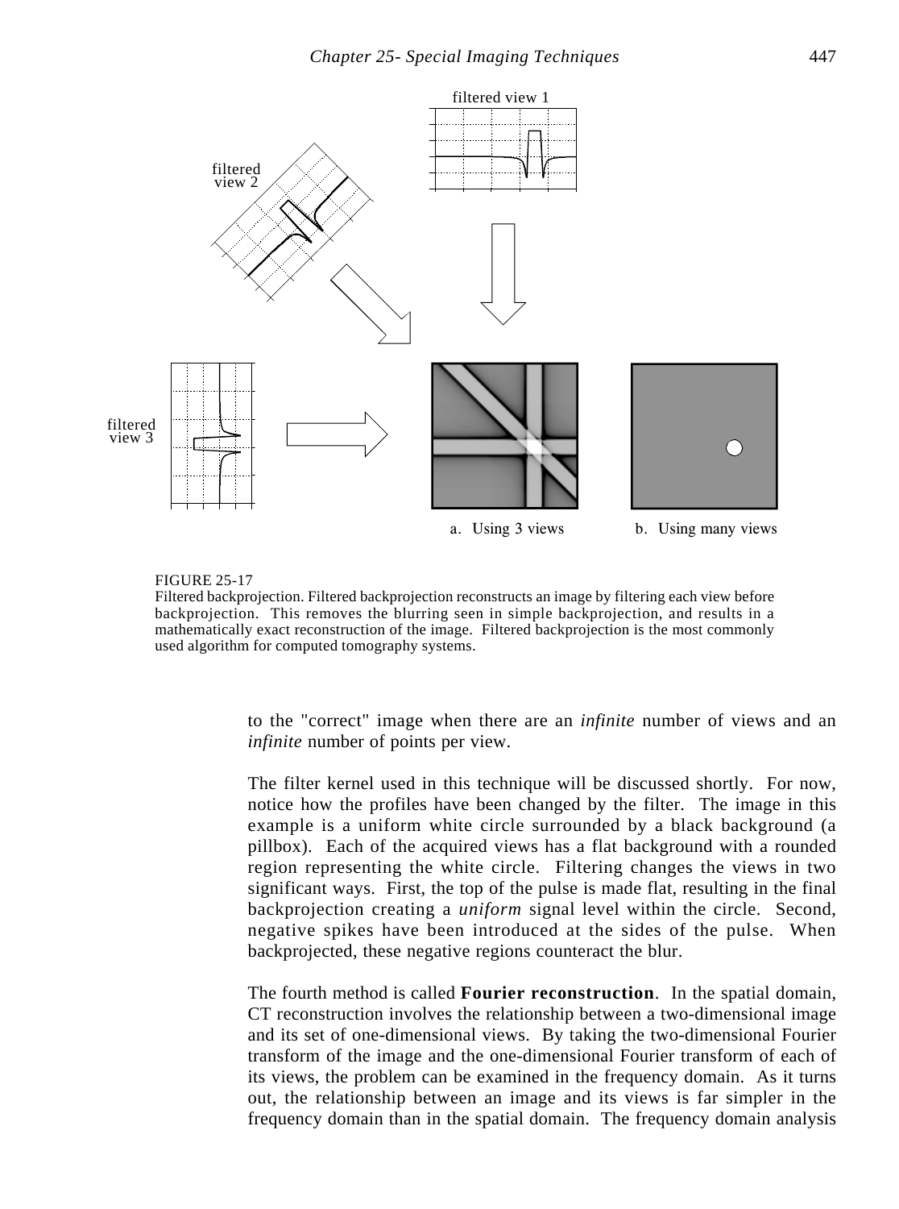filtered view 1

filtered view 2

filtered view 3

a. Using 3 views

b. Using many views

FIGURE 25-17
Filtered backprojection. Filtered backprojection reconstructs an image by filtering each view before backprojection. This removes the blurring seen in simple backprojection, and results in a mathematically exact reconstruction of the image. Filtered backprojection is the most commonly used algorithm for computed tomography systems.

to the "correct" image when there are an *infinite* number of views and an *infinite* number of points per view.

The filter kernel used in this technique will be discussed shortly. For now, notice how the profiles have been changed by the filter. The image in this example is a uniform white circle surrounded by a black background (a pillbox). Each of the acquired views has a flat background with a rounded region representing the white circle. Filtering changes the views in two significant ways. First, the top of the pulse is made flat, resulting in the final backprojection creating a *uniform* signal level within the circle. Second, negative spikes have been introduced at the sides of the pulse. When backprojected, these negative regions counteract the blur.

The fourth method is called **Fourier reconstruction**. In the spatial domain, CT reconstruction involves the relationship between a two-dimensional image and its set of one-dimensional views. By taking the two-dimensional Fourier transform of the image and the one-dimensional Fourier transform of each of its views, the problem can be examined in the frequency domain. As it turns out, the relationship between an image and its views is far simpler in the frequency domain than in the spatial domain. The frequency domain analysis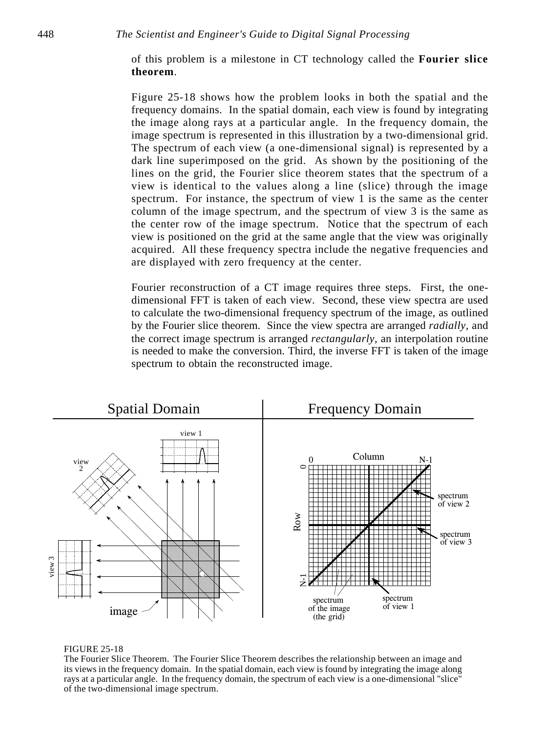of this problem is a milestone in CT technology called the **Fourier slice theorem**.

Figure 25-18 shows how the problem looks in both the spatial and the frequency domains. In the spatial domain, each view is found by integrating the image along rays at a particular angle. In the frequency domain, the image spectrum is represented in this illustration by a two-dimensional grid. The spectrum of each view (a one-dimensional signal) is represented by a dark line superimposed on the grid. As shown by the positioning of the lines on the grid, the Fourier slice theorem states that the spectrum of a view is identical to the values along a line (slice) through the image spectrum. For instance, the spectrum of view 1 is the same as the center column of the image spectrum, and the spectrum of view 3 is the same as the center row of the image spectrum. Notice that the spectrum of each view is positioned on the grid at the same angle that the view was originally acquired. All these frequency spectra include the negative frequencies and are displayed with zero frequency at the center.

Fourier reconstruction of a CT image requires three steps. First, the one-dimensional FFT is taken of each view. Second, these view spectra are used to calculate the two-dimensional frequency spectrum of the image, as outlined by the Fourier slice theorem. Since the view spectra are arranged *radially*, and the correct image spectrum is arranged *rectangularly*, an interpolation routine is needed to make the conversion. Third, the inverse FFT is taken of the image spectrum to obtain the reconstructed image.

Spatial Domain

view 1

view 2

view 3

image

Frequency Domain

Column

0

N-1

Row

0

N-1

spectrum of view 2

spectrum of view 3

spectrum of view 1

spectrum of the image (the grid)

FIGURE 25-18
The Fourier Slice Theorem. The Fourier Slice Theorem describes the relationship between an image and its views in the frequency domain. In the spatial domain, each view is found by integrating the image along rays at a particular angle. In the frequency domain, the spectrum of each view is a one-dimensional "slice" of the two-dimensional image spectrum.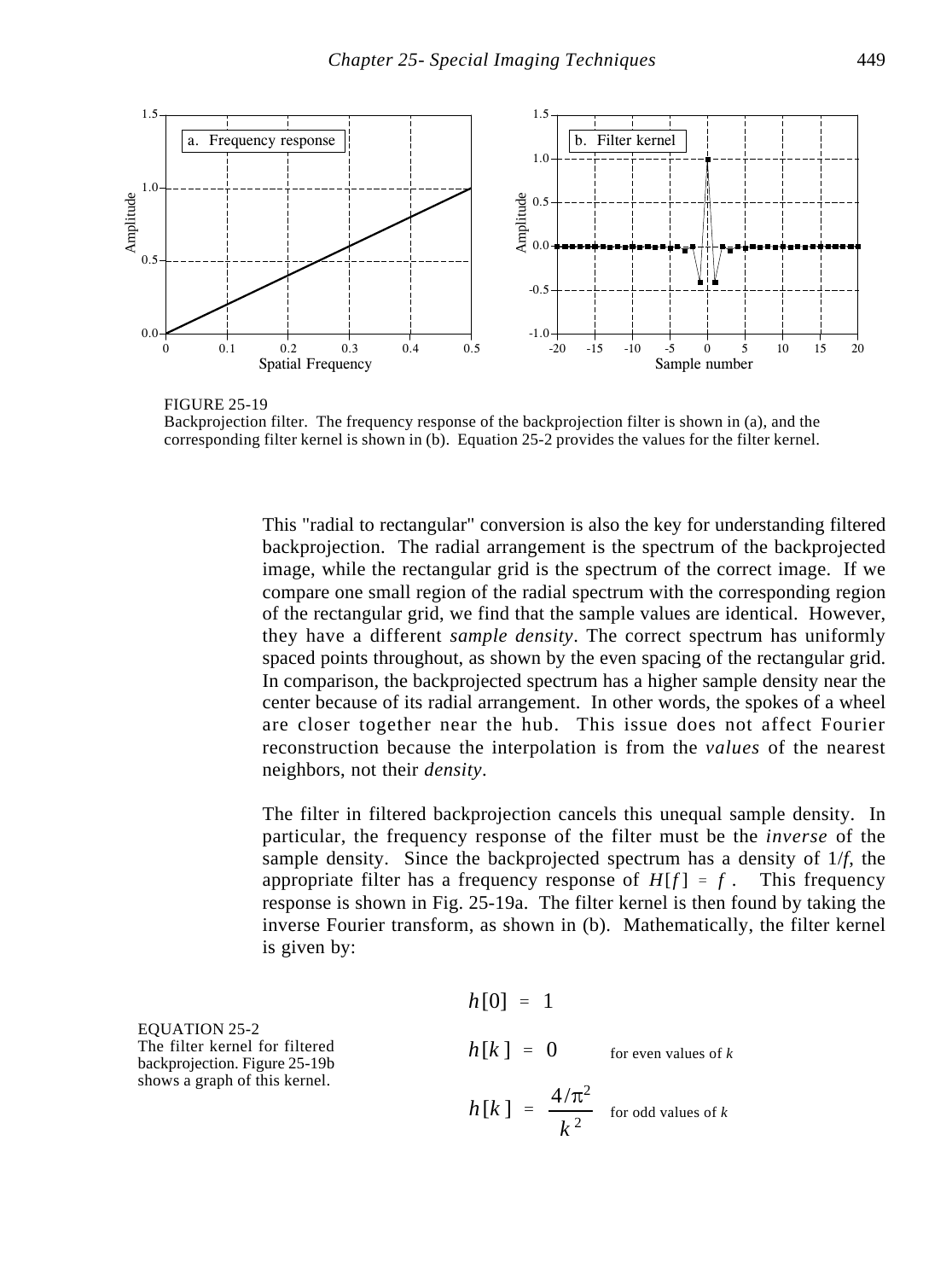FIGURE 25-19
Backprojection filter. The frequency response of the backprojection filter is shown in (a), and the corresponding filter kernel is shown in (b). Equation 25-2 provides the values for the filter kernel.

This "radial to rectangular" conversion is also the key for understanding filtered backprojection. The radial arrangement is the spectrum of the backprojected image, while the rectangular grid is the spectrum of the correct image. If we compare one small region of the radial spectrum with the corresponding region of the rectangular grid, we find that the sample values are identical. However, they have a different *sample density*. The correct spectrum has uniformly spaced points throughout, as shown by the even spacing of the rectangular grid. In comparison, the backprojected spectrum has a higher sample density near the center because of its radial arrangement. In other words, the spokes of a wheel are closer together near the hub. This issue does not affect Fourier reconstruction because the interpolation is from the *values* of the nearest neighbors, not their *density*.

The filter in filtered backprojection cancels this unequal sample density. In particular, the frequency response of the filter must be the *inverse* of the sample density. Since the backprojected spectrum has a density of $1/f$, the appropriate filter has a frequency response of $H[f] = f$. This frequency response is shown in Fig. 25-19a. The filter kernel is then found by taking the inverse Fourier transform, as shown in (b). Mathematically, the filter kernel is given by:

EQUATION 25-2
The filter kernel for filtered backprojection. Figure 25-19b shows a graph of this kernel.

$$h[0] = 1$$

$$h[k] = 0 \qquad \text{for even values of } k$$

$$h[k] = \frac{4/\pi^2}{k^2} \qquad \text{for odd values of } k$$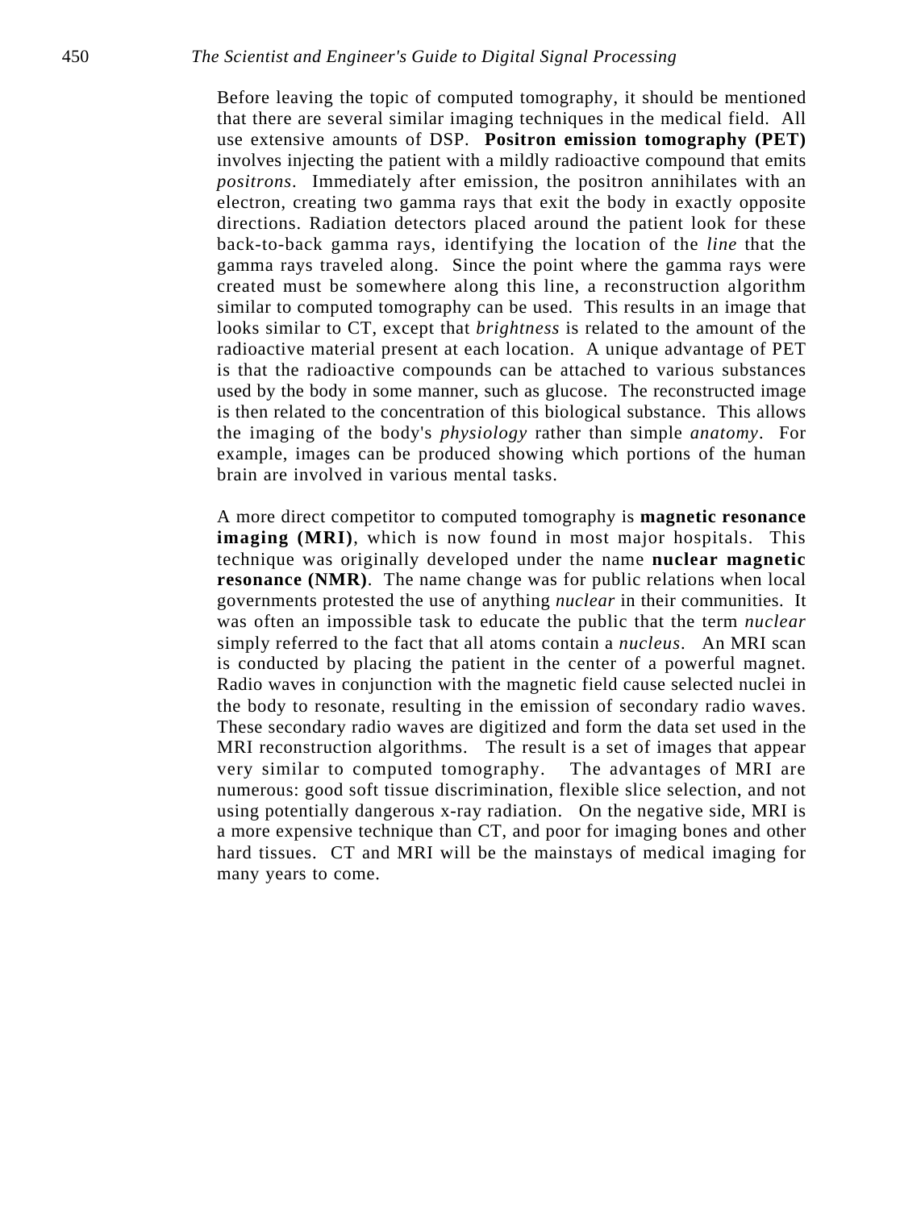Before leaving the topic of computed tomography, it should be mentioned that there are several similar imaging techniques in the medical field. All use extensive amounts of DSP. **Positron emission tomography (PET)** involves injecting the patient with a mildly radioactive compound that emits *positrons*. Immediately after emission, the positron annihilates with an electron, creating two gamma rays that exit the body in exactly opposite directions. Radiation detectors placed around the patient look for these back-to-back gamma rays, identifying the location of the *line* that the gamma rays traveled along. Since the point where the gamma rays were created must be somewhere along this line, a reconstruction algorithm similar to computed tomography can be used. This results in an image that looks similar to CT, except that *brightness* is related to the amount of the radioactive material present at each location. A unique advantage of PET is that the radioactive compounds can be attached to various substances used by the body in some manner, such as glucose. The reconstructed image is then related to the concentration of this biological substance. This allows the imaging of the body's *physiology* rather than simple *anatomy*. For example, images can be produced showing which portions of the human brain are involved in various mental tasks.

A more direct competitor to computed tomography is **magnetic resonance imaging (MRI)**, which is now found in most major hospitals. This technique was originally developed under the name **nuclear magnetic resonance (NMR)**. The name change was for public relations when local governments protested the use of anything *nuclear* in their communities. It was often an impossible task to educate the public that the term *nuclear* simply referred to the fact that all atoms contain a *nucleus*. An MRI scan is conducted by placing the patient in the center of a powerful magnet. Radio waves in conjunction with the magnetic field cause selected nuclei in the body to resonate, resulting in the emission of secondary radio waves. These secondary radio waves are digitized and form the data set used in the MRI reconstruction algorithms. The result is a set of images that appear very similar to computed tomography. The advantages of MRI are numerous: good soft tissue discrimination, flexible slice selection, and not using potentially dangerous x-ray radiation. On the negative side, MRI is a more expensive technique than CT, and poor for imaging bones and other hard tissues. CT and MRI will be the mainstays of medical imaging for many years to come.